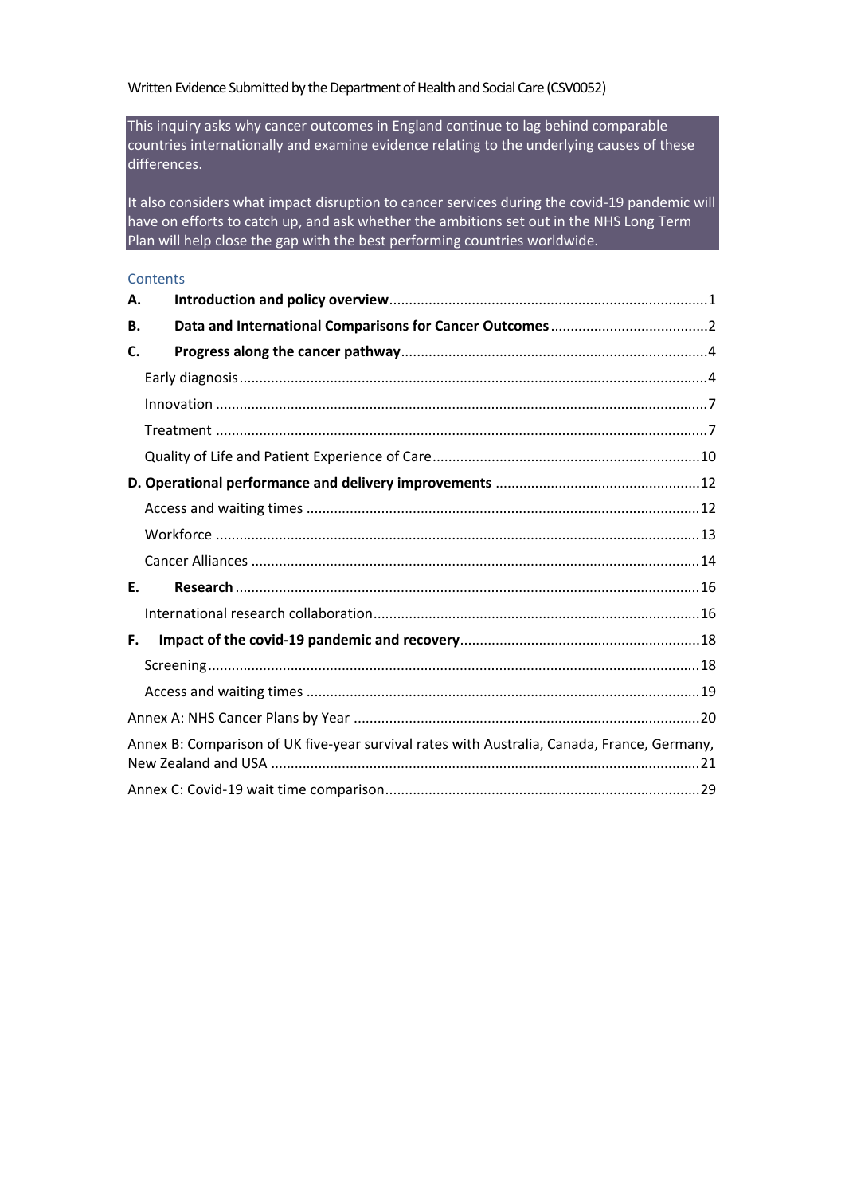Written Evidence Submitted by the Department of Health and Social Care (CSV0052)

This inquiry asks why cancer outcomes in England continue to lag behind comparable countries internationally and examine evidence relating to the underlying causes of these differences.

It also considers what impact disruption to cancer services during the covid-19 pandemic will have on efforts to catch up, and ask whether the ambitions set out in the NHS Long Term Plan will help close the gap with the best performing countries worldwide.

## Contents

- **A. Introduction and policy overview** ........ 1
- **B. Data and International Comparisons for Cancer Outcomes** ........ 2
- **C. Progress along the cancer pathway** ........ 4
  - Early diagnosis ........ 4
  - Innovation ........ 7
  - Treatment ........ 7
  - Quality of Life and Patient Experience of Care ........ 10
- **D. Operational performance and delivery improvements** ........ 12
  - Access and waiting times ........ 12
  - Workforce ........ 13
  - Cancer Alliances ........ 14
- **E. Research** ........ 16
  - International research collaboration ........ 16
- **F. Impact of the covid-19 pandemic and recovery** ........ 18
  - Screening ........ 18
  - Access and waiting times ........ 19
- Annex A: NHS Cancer Plans by Year ........ 20
- Annex B: Comparison of UK five-year survival rates with Australia, Canada, France, Germany, New Zealand and USA ........ 21
- Annex C: Covid-19 wait time comparison ........ 29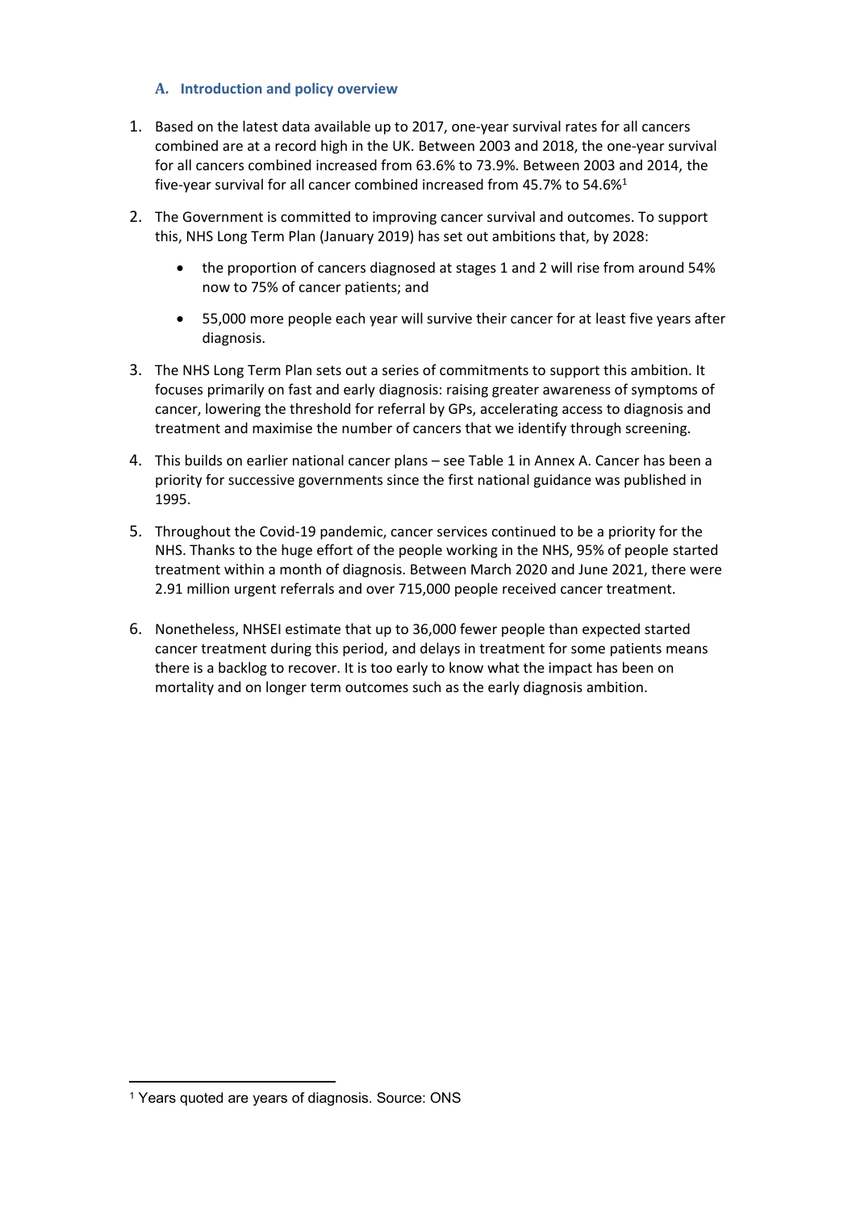## A. Introduction and policy overview

1. Based on the latest data available up to 2017, one-year survival rates for all cancers combined are at a record high in the UK. Between 2003 and 2018, the one-year survival for all cancers combined increased from 63.6% to 73.9%. Between 2003 and 2014, the five-year survival for all cancer combined increased from 45.7% to 54.6%[1]

2. The Government is committed to improving cancer survival and outcomes. To support this, NHS Long Term Plan (January 2019) has set out ambitions that, by 2028:

   - the proportion of cancers diagnosed at stages 1 and 2 will rise from around 54% now to 75% of cancer patients; and
   - 55,000 more people each year will survive their cancer for at least five years after diagnosis.

3. The NHS Long Term Plan sets out a series of commitments to support this ambition. It focuses primarily on fast and early diagnosis: raising greater awareness of symptoms of cancer, lowering the threshold for referral by GPs, accelerating access to diagnosis and treatment and maximise the number of cancers that we identify through screening.

4. This builds on earlier national cancer plans – see Table 1 in Annex A. Cancer has been a priority for successive governments since the first national guidance was published in 1995.

5. Throughout the Covid-19 pandemic, cancer services continued to be a priority for the NHS. Thanks to the huge effort of the people working in the NHS, 95% of people started treatment within a month of diagnosis. Between March 2020 and June 2021, there were 2.91 million urgent referrals and over 715,000 people received cancer treatment.

6. Nonetheless, NHSEI estimate that up to 36,000 fewer people than expected started cancer treatment during this period, and delays in treatment for some patients means there is a backlog to recover. It is too early to know what the impact has been on mortality and on longer term outcomes such as the early diagnosis ambition.

---

[1] Years quoted are years of diagnosis. Source: ONS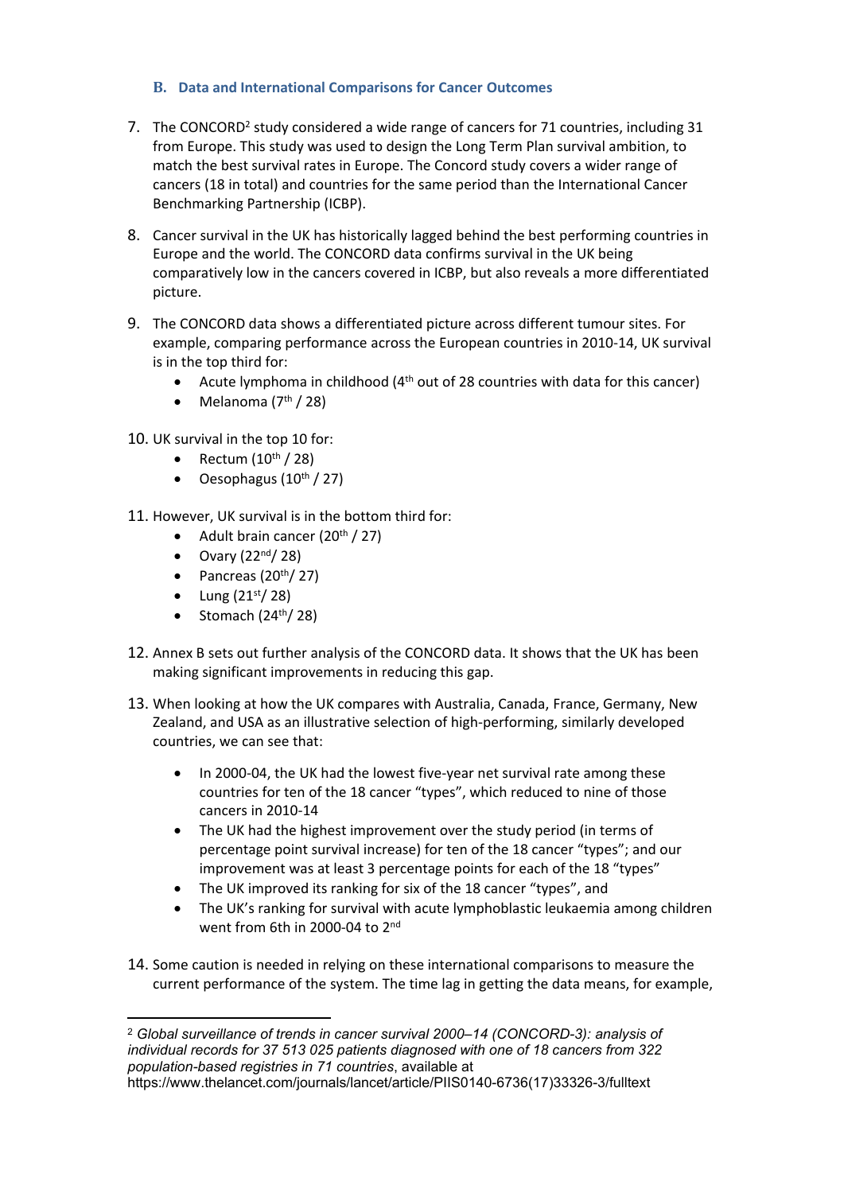## B. Data and International Comparisons for Cancer Outcomes

7. The CONCORD[2] study considered a wide range of cancers for 71 countries, including 31 from Europe. This study was used to design the Long Term Plan survival ambition, to match the best survival rates in Europe. The Concord study covers a wider range of cancers (18 in total) and countries for the same period than the International Cancer Benchmarking Partnership (ICBP).

8. Cancer survival in the UK has historically lagged behind the best performing countries in Europe and the world. The CONCORD data confirms survival in the UK being comparatively low in the cancers covered in ICBP, but also reveals a more differentiated picture.

9. The CONCORD data shows a differentiated picture across different tumour sites. For example, comparing performance across the European countries in 2010-14, UK survival is in the top third for:
   - Acute lymphoma in childhood (4th out of 28 countries with data for this cancer)
   - Melanoma (7th / 28)

10. UK survival in the top 10 for:
    - Rectum (10th / 28)
    - Oesophagus (10th / 27)

11. However, UK survival is in the bottom third for:
    - Adult brain cancer (20th / 27)
    - Ovary (22nd/ 28)
    - Pancreas (20th/ 27)
    - Lung (21st/ 28)
    - Stomach (24th/ 28)

12. Annex B sets out further analysis of the CONCORD data. It shows that the UK has been making significant improvements in reducing this gap.

13. When looking at how the UK compares with Australia, Canada, France, Germany, New Zealand, and USA as an illustrative selection of high-performing, similarly developed countries, we can see that:

    - In 2000-04, the UK had the lowest five-year net survival rate among these countries for ten of the 18 cancer "types", which reduced to nine of those cancers in 2010-14
    - The UK had the highest improvement over the study period (in terms of percentage point survival increase) for ten of the 18 cancer "types"; and our improvement was at least 3 percentage points for each of the 18 "types"
    - The UK improved its ranking for six of the 18 cancer "types", and
    - The UK's ranking for survival with acute lymphoblastic leukaemia among children went from 6th in 2000-04 to 2nd

14. Some caution is needed in relying on these international comparisons to measure the current performance of the system. The time lag in getting the data means, for example,

[2] *Global surveillance of trends in cancer survival 2000–14 (CONCORD-3): analysis of individual records for 37 513 025 patients diagnosed with one of 18 cancers from 322 population-based registries in 71 countries*, available at https://www.thelancet.com/journals/lancet/article/PIIS0140-6736(17)33326-3/fulltext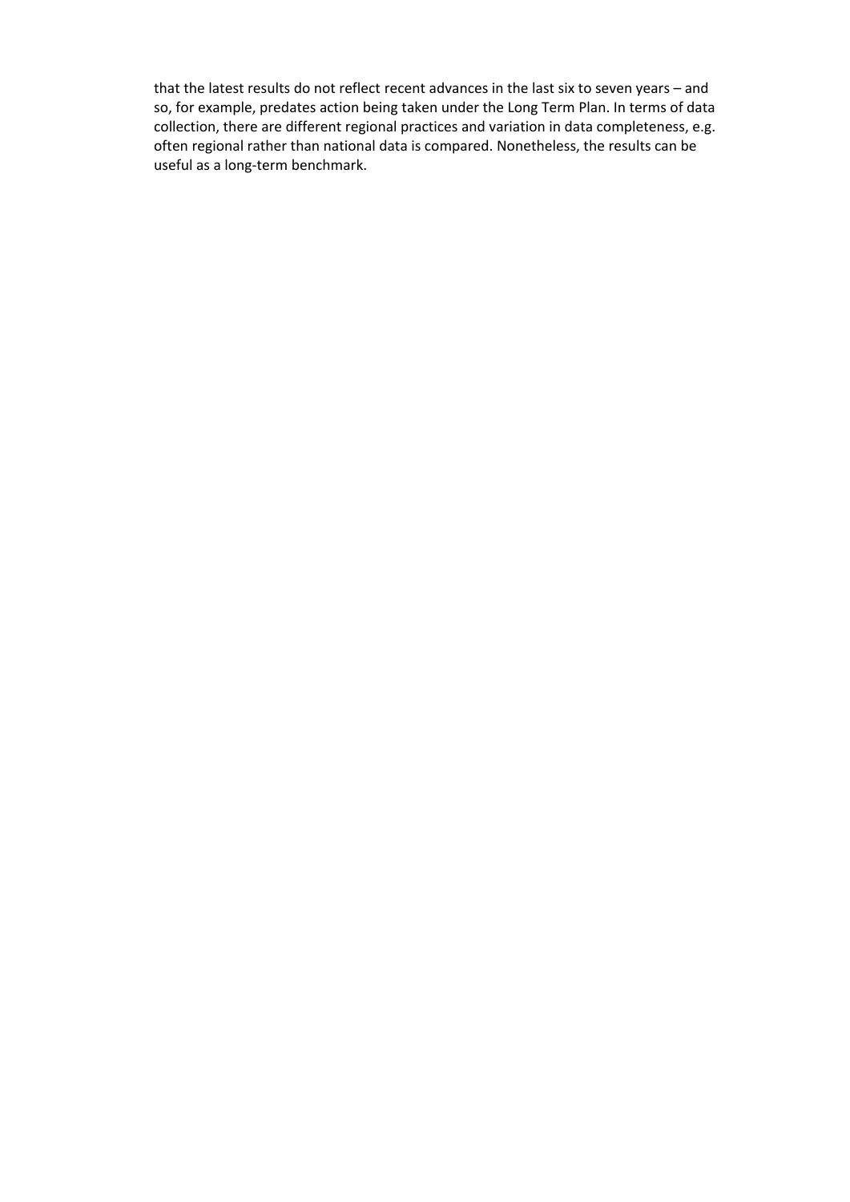that the latest results do not reflect recent advances in the last six to seven years – and so, for example, predates action being taken under the Long Term Plan. In terms of data collection, there are different regional practices and variation in data completeness, e.g. often regional rather than national data is compared. Nonetheless, the results can be useful as a long-term benchmark.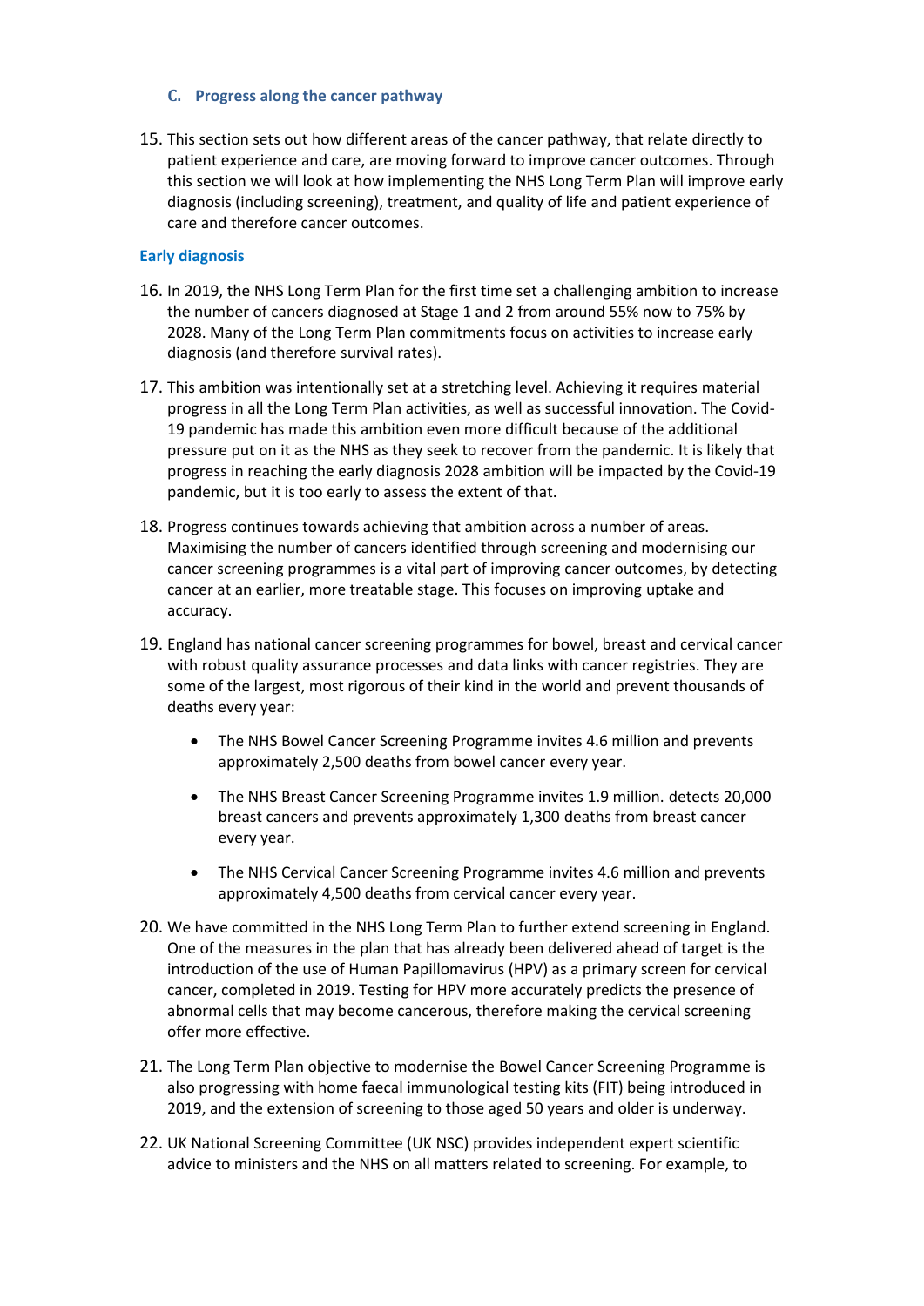### C. Progress along the cancer pathway

15. This section sets out how different areas of the cancer pathway, that relate directly to patient experience and care, are moving forward to improve cancer outcomes. Through this section we will look at how implementing the NHS Long Term Plan will improve early diagnosis (including screening), treatment, and quality of life and patient experience of care and therefore cancer outcomes.

#### Early diagnosis

16. In 2019, the NHS Long Term Plan for the first time set a challenging ambition to increase the number of cancers diagnosed at Stage 1 and 2 from around 55% now to 75% by 2028. Many of the Long Term Plan commitments focus on activities to increase early diagnosis (and therefore survival rates).

17. This ambition was intentionally set at a stretching level. Achieving it requires material progress in all the Long Term Plan activities, as well as successful innovation. The Covid-19 pandemic has made this ambition even more difficult because of the additional pressure put on it as the NHS as they seek to recover from the pandemic. It is likely that progress in reaching the early diagnosis 2028 ambition will be impacted by the Covid-19 pandemic, but it is too early to assess the extent of that.

18. Progress continues towards achieving that ambition across a number of areas. Maximising the number of cancers identified through screening and modernising our cancer screening programmes is a vital part of improving cancer outcomes, by detecting cancer at an earlier, more treatable stage. This focuses on improving uptake and accuracy.

19. England has national cancer screening programmes for bowel, breast and cervical cancer with robust quality assurance processes and data links with cancer registries. They are some of the largest, most rigorous of their kind in the world and prevent thousands of deaths every year:

    - The NHS Bowel Cancer Screening Programme invites 4.6 million and prevents approximately 2,500 deaths from bowel cancer every year.
    - The NHS Breast Cancer Screening Programme invites 1.9 million. detects 20,000 breast cancers and prevents approximately 1,300 deaths from breast cancer every year.
    - The NHS Cervical Cancer Screening Programme invites 4.6 million and prevents approximately 4,500 deaths from cervical cancer every year.

20. We have committed in the NHS Long Term Plan to further extend screening in England. One of the measures in the plan that has already been delivered ahead of target is the introduction of the use of Human Papillomavirus (HPV) as a primary screen for cervical cancer, completed in 2019. Testing for HPV more accurately predicts the presence of abnormal cells that may become cancerous, therefore making the cervical screening offer more effective.

21. The Long Term Plan objective to modernise the Bowel Cancer Screening Programme is also progressing with home faecal immunological testing kits (FIT) being introduced in 2019, and the extension of screening to those aged 50 years and older is underway.

22. UK National Screening Committee (UK NSC) provides independent expert scientific advice to ministers and the NHS on all matters related to screening. For example, to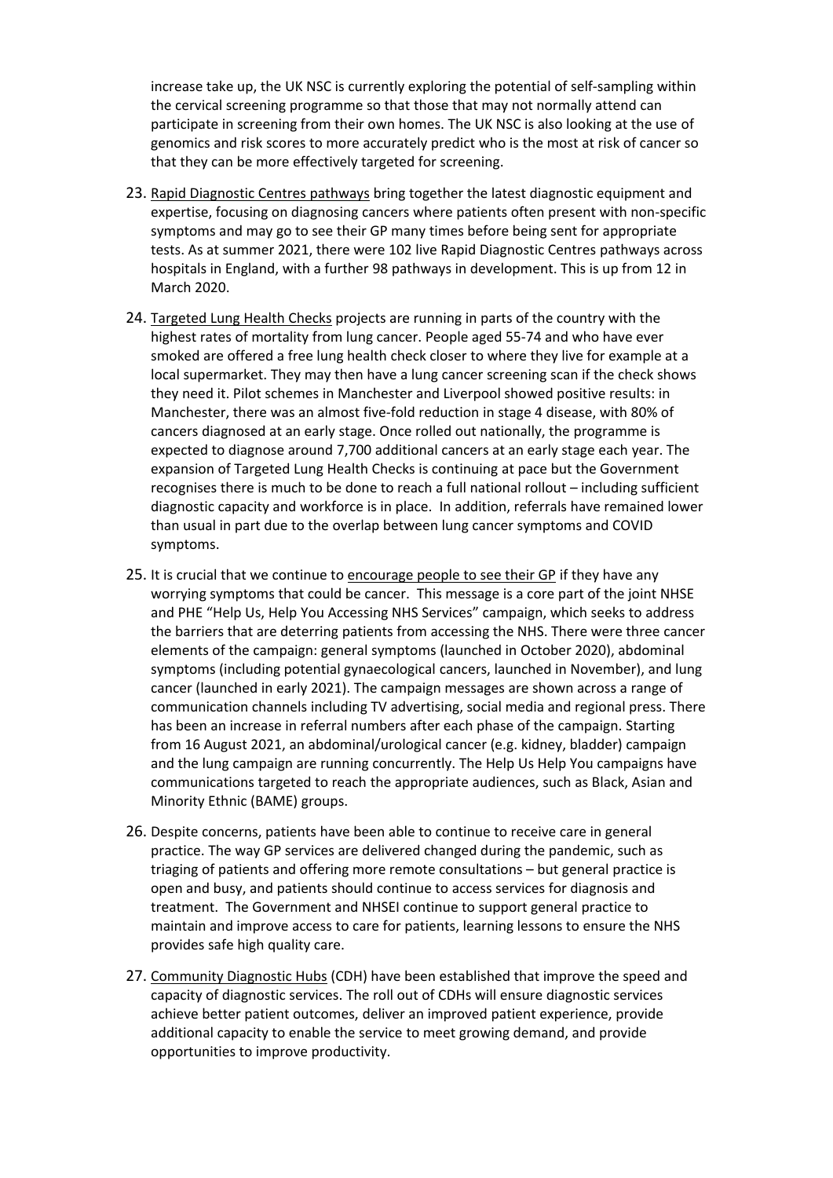increase take up, the UK NSC is currently exploring the potential of self-sampling within the cervical screening programme so that those that may not normally attend can participate in screening from their own homes. The UK NSC is also looking at the use of genomics and risk scores to more accurately predict who is the most at risk of cancer so that they can be more effectively targeted for screening.

23. Rapid Diagnostic Centres pathways bring together the latest diagnostic equipment and expertise, focusing on diagnosing cancers where patients often present with non-specific symptoms and may go to see their GP many times before being sent for appropriate tests. As at summer 2021, there were 102 live Rapid Diagnostic Centres pathways across hospitals in England, with a further 98 pathways in development. This is up from 12 in March 2020.

24. Targeted Lung Health Checks projects are running in parts of the country with the highest rates of mortality from lung cancer. People aged 55-74 and who have ever smoked are offered a free lung health check closer to where they live for example at a local supermarket. They may then have a lung cancer screening scan if the check shows they need it. Pilot schemes in Manchester and Liverpool showed positive results: in Manchester, there was an almost five-fold reduction in stage 4 disease, with 80% of cancers diagnosed at an early stage. Once rolled out nationally, the programme is expected to diagnose around 7,700 additional cancers at an early stage each year. The expansion of Targeted Lung Health Checks is continuing at pace but the Government recognises there is much to be done to reach a full national rollout – including sufficient diagnostic capacity and workforce is in place. In addition, referrals have remained lower than usual in part due to the overlap between lung cancer symptoms and COVID symptoms.

25. It is crucial that we continue to encourage people to see their GP if they have any worrying symptoms that could be cancer. This message is a core part of the joint NHSE and PHE "Help Us, Help You Accessing NHS Services" campaign, which seeks to address the barriers that are deterring patients from accessing the NHS. There were three cancer elements of the campaign: general symptoms (launched in October 2020), abdominal symptoms (including potential gynaecological cancers, launched in November), and lung cancer (launched in early 2021). The campaign messages are shown across a range of communication channels including TV advertising, social media and regional press. There has been an increase in referral numbers after each phase of the campaign. Starting from 16 August 2021, an abdominal/urological cancer (e.g. kidney, bladder) campaign and the lung campaign are running concurrently. The Help Us Help You campaigns have communications targeted to reach the appropriate audiences, such as Black, Asian and Minority Ethnic (BAME) groups.

26. Despite concerns, patients have been able to continue to receive care in general practice. The way GP services are delivered changed during the pandemic, such as triaging of patients and offering more remote consultations – but general practice is open and busy, and patients should continue to access services for diagnosis and treatment. The Government and NHSEI continue to support general practice to maintain and improve access to care for patients, learning lessons to ensure the NHS provides safe high quality care.

27. Community Diagnostic Hubs (CDH) have been established that improve the speed and capacity of diagnostic services. The roll out of CDHs will ensure diagnostic services achieve better patient outcomes, deliver an improved patient experience, provide additional capacity to enable the service to meet growing demand, and provide opportunities to improve productivity.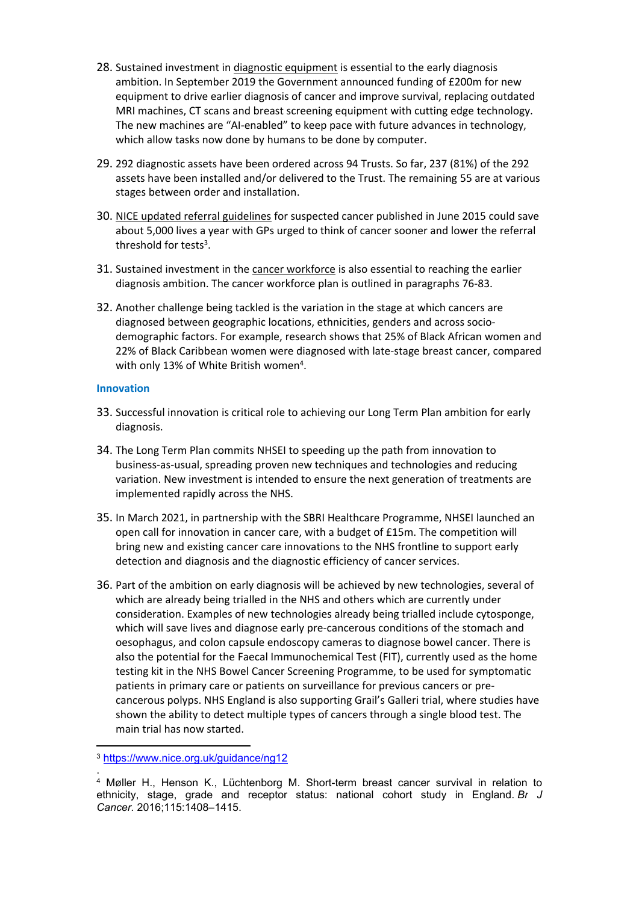28. Sustained investment in diagnostic equipment is essential to the early diagnosis ambition. In September 2019 the Government announced funding of £200m for new equipment to drive earlier diagnosis of cancer and improve survival, replacing outdated MRI machines, CT scans and breast screening equipment with cutting edge technology. The new machines are "AI-enabled" to keep pace with future advances in technology, which allow tasks now done by humans to be done by computer.

29. 292 diagnostic assets have been ordered across 94 Trusts. So far, 237 (81%) of the 292 assets have been installed and/or delivered to the Trust. The remaining 55 are at various stages between order and installation.

30. NICE updated referral guidelines for suspected cancer published in June 2015 could save about 5,000 lives a year with GPs urged to think of cancer sooner and lower the referral threshold for tests[3].

31. Sustained investment in the cancer workforce is also essential to reaching the earlier diagnosis ambition. The cancer workforce plan is outlined in paragraphs 76-83.

32. Another challenge being tackled is the variation in the stage at which cancers are diagnosed between geographic locations, ethnicities, genders and across socio-demographic factors. For example, research shows that 25% of Black African women and 22% of Black Caribbean women were diagnosed with late-stage breast cancer, compared with only 13% of White British women[4].

### Innovation

33. Successful innovation is critical role to achieving our Long Term Plan ambition for early diagnosis.

34. The Long Term Plan commits NHSEI to speeding up the path from innovation to business-as-usual, spreading proven new techniques and technologies and reducing variation. New investment is intended to ensure the next generation of treatments are implemented rapidly across the NHS.

35. In March 2021, in partnership with the SBRI Healthcare Programme, NHSEI launched an open call for innovation in cancer care, with a budget of £15m. The competition will bring new and existing cancer care innovations to the NHS frontline to support early detection and diagnosis and the diagnostic efficiency of cancer services.

36. Part of the ambition on early diagnosis will be achieved by new technologies, several of which are already being trialled in the NHS and others which are currently under consideration. Examples of new technologies already being trialled include cytosponge, which will save lives and diagnose early pre-cancerous conditions of the stomach and oesophagus, and colon capsule endoscopy cameras to diagnose bowel cancer. There is also the potential for the Faecal Immunochemical Test (FIT), currently used as the home testing kit in the NHS Bowel Cancer Screening Programme, to be used for symptomatic patients in primary care or patients on surveillance for previous cancers or pre-cancerous polyps. NHS England is also supporting Grail's Galleri trial, where studies have shown the ability to detect multiple types of cancers through a single blood test. The main trial has now started.

---

[3] https://www.nice.org.uk/guidance/ng12

[4] Møller H., Henson K., Lüchtenborg M. Short-term breast cancer survival in relation to ethnicity, stage, grade and receptor status: national cohort study in England. *Br J Cancer.* 2016;115:1408–1415.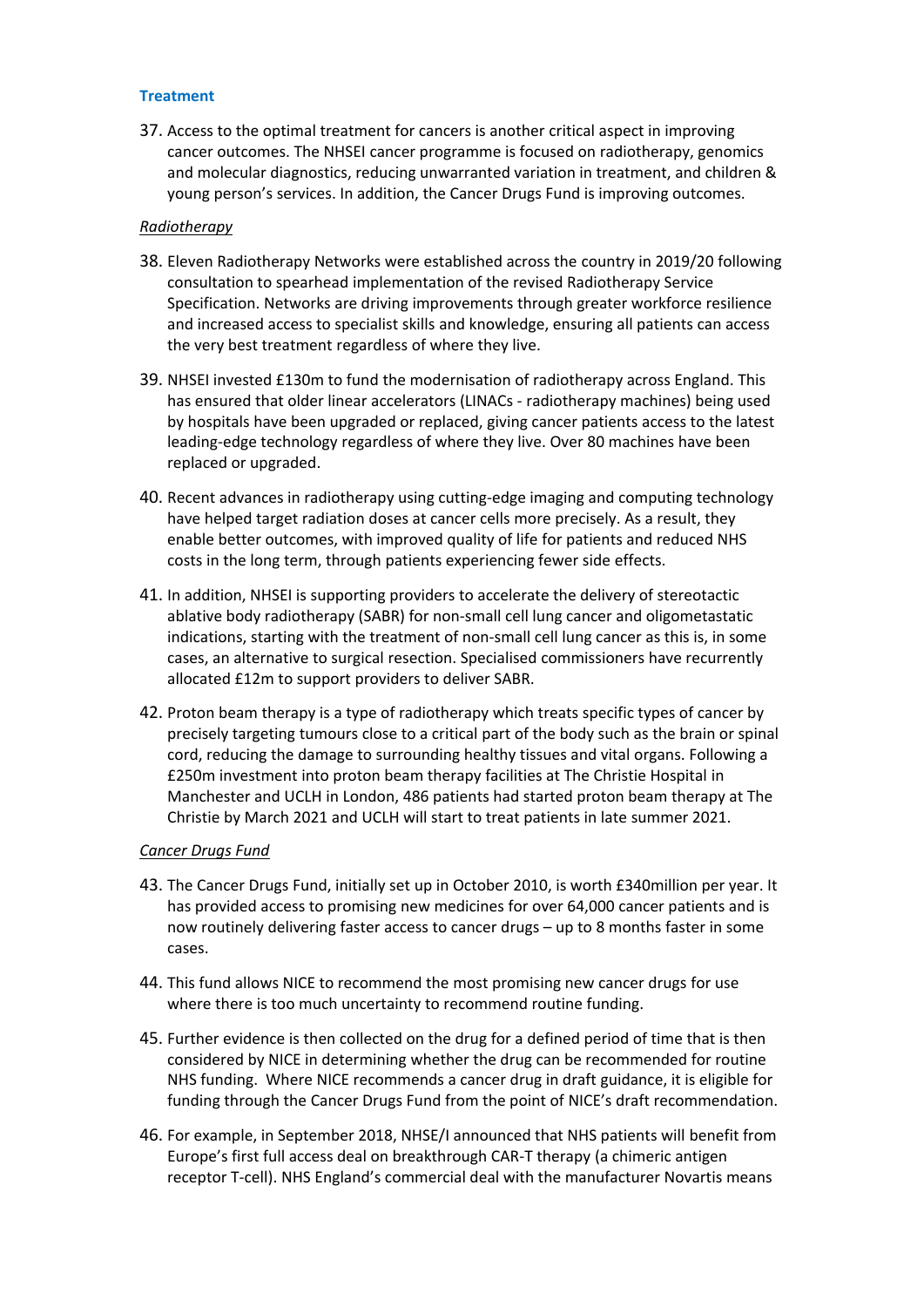## Treatment

37. Access to the optimal treatment for cancers is another critical aspect in improving cancer outcomes. The NHSEI cancer programme is focused on radiotherapy, genomics and molecular diagnostics, reducing unwarranted variation in treatment, and children & young person's services. In addition, the Cancer Drugs Fund is improving outcomes.

### *Radiotherapy*

38. Eleven Radiotherapy Networks were established across the country in 2019/20 following consultation to spearhead implementation of the revised Radiotherapy Service Specification. Networks are driving improvements through greater workforce resilience and increased access to specialist skills and knowledge, ensuring all patients can access the very best treatment regardless of where they live.

39. NHSEI invested £130m to fund the modernisation of radiotherapy across England. This has ensured that older linear accelerators (LINACs - radiotherapy machines) being used by hospitals have been upgraded or replaced, giving cancer patients access to the latest leading-edge technology regardless of where they live. Over 80 machines have been replaced or upgraded.

40. Recent advances in radiotherapy using cutting-edge imaging and computing technology have helped target radiation doses at cancer cells more precisely. As a result, they enable better outcomes, with improved quality of life for patients and reduced NHS costs in the long term, through patients experiencing fewer side effects.

41. In addition, NHSEI is supporting providers to accelerate the delivery of stereotactic ablative body radiotherapy (SABR) for non-small cell lung cancer and oligometastatic indications, starting with the treatment of non-small cell lung cancer as this is, in some cases, an alternative to surgical resection. Specialised commissioners have recurrently allocated £12m to support providers to deliver SABR.

42. Proton beam therapy is a type of radiotherapy which treats specific types of cancer by precisely targeting tumours close to a critical part of the body such as the brain or spinal cord, reducing the damage to surrounding healthy tissues and vital organs. Following a £250m investment into proton beam therapy facilities at The Christie Hospital in Manchester and UCLH in London, 486 patients had started proton beam therapy at The Christie by March 2021 and UCLH will start to treat patients in late summer 2021.

### *Cancer Drugs Fund*

43. The Cancer Drugs Fund, initially set up in October 2010, is worth £340million per year. It has provided access to promising new medicines for over 64,000 cancer patients and is now routinely delivering faster access to cancer drugs – up to 8 months faster in some cases.

44. This fund allows NICE to recommend the most promising new cancer drugs for use where there is too much uncertainty to recommend routine funding.

45. Further evidence is then collected on the drug for a defined period of time that is then considered by NICE in determining whether the drug can be recommended for routine NHS funding. Where NICE recommends a cancer drug in draft guidance, it is eligible for funding through the Cancer Drugs Fund from the point of NICE's draft recommendation.

46. For example, in September 2018, NHSE/I announced that NHS patients will benefit from Europe's first full access deal on breakthrough CAR-T therapy (a chimeric antigen receptor T-cell). NHS England's commercial deal with the manufacturer Novartis means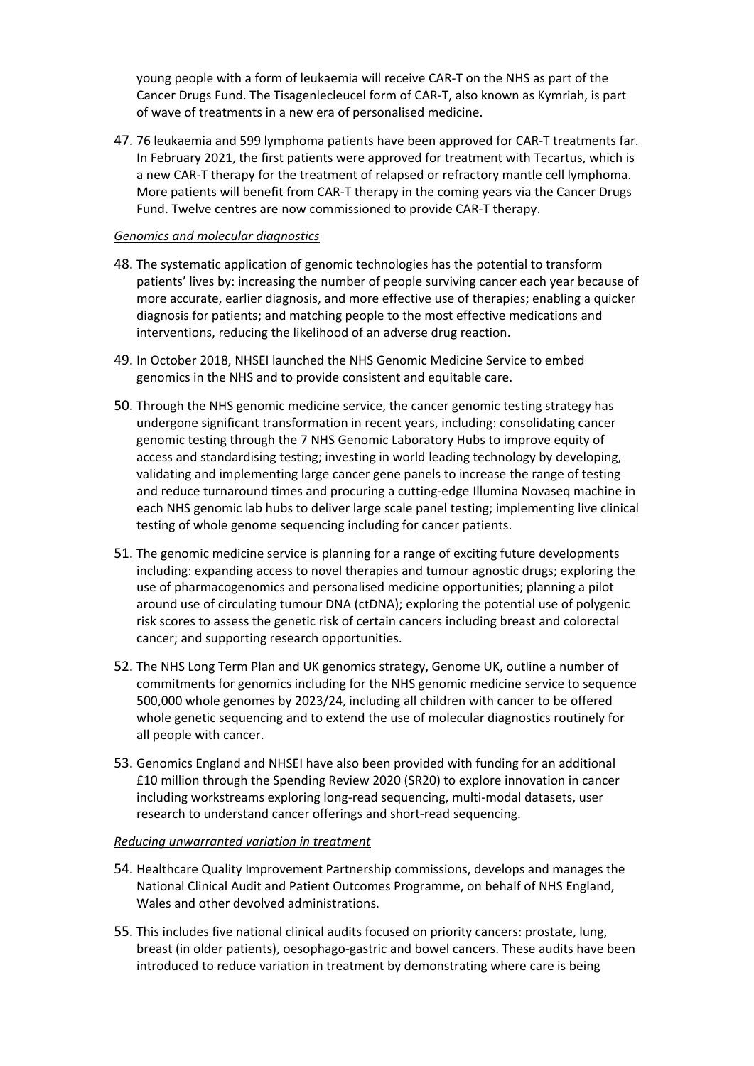young people with a form of leukaemia will receive CAR-T on the NHS as part of the Cancer Drugs Fund. The Tisagenlecleucel form of CAR-T, also known as Kymriah, is part of wave of treatments in a new era of personalised medicine.

47. 76 leukaemia and 599 lymphoma patients have been approved for CAR-T treatments far. In February 2021, the first patients were approved for treatment with Tecartus, which is a new CAR-T therapy for the treatment of relapsed or refractory mantle cell lymphoma. More patients will benefit from CAR-T therapy in the coming years via the Cancer Drugs Fund. Twelve centres are now commissioned to provide CAR-T therapy.

*Genomics and molecular diagnostics*

48. The systematic application of genomic technologies has the potential to transform patients' lives by: increasing the number of people surviving cancer each year because of more accurate, earlier diagnosis, and more effective use of therapies; enabling a quicker diagnosis for patients; and matching people to the most effective medications and interventions, reducing the likelihood of an adverse drug reaction.

49. In October 2018, NHSEI launched the NHS Genomic Medicine Service to embed genomics in the NHS and to provide consistent and equitable care.

50. Through the NHS genomic medicine service, the cancer genomic testing strategy has undergone significant transformation in recent years, including: consolidating cancer genomic testing through the 7 NHS Genomic Laboratory Hubs to improve equity of access and standardising testing; investing in world leading technology by developing, validating and implementing large cancer gene panels to increase the range of testing and reduce turnaround times and procuring a cutting-edge Illumina Novaseq machine in each NHS genomic lab hubs to deliver large scale panel testing; implementing live clinical testing of whole genome sequencing including for cancer patients.

51. The genomic medicine service is planning for a range of exciting future developments including: expanding access to novel therapies and tumour agnostic drugs; exploring the use of pharmacogenomics and personalised medicine opportunities; planning a pilot around use of circulating tumour DNA (ctDNA); exploring the potential use of polygenic risk scores to assess the genetic risk of certain cancers including breast and colorectal cancer; and supporting research opportunities.

52. The NHS Long Term Plan and UK genomics strategy, Genome UK, outline a number of commitments for genomics including for the NHS genomic medicine service to sequence 500,000 whole genomes by 2023/24, including all children with cancer to be offered whole genetic sequencing and to extend the use of molecular diagnostics routinely for all people with cancer.

53. Genomics England and NHSEI have also been provided with funding for an additional £10 million through the Spending Review 2020 (SR20) to explore innovation in cancer including workstreams exploring long-read sequencing, multi-modal datasets, user research to understand cancer offerings and short-read sequencing.

*Reducing unwarranted variation in treatment*

54. Healthcare Quality Improvement Partnership commissions, develops and manages the National Clinical Audit and Patient Outcomes Programme, on behalf of NHS England, Wales and other devolved administrations.

55. This includes five national clinical audits focused on priority cancers: prostate, lung, breast (in older patients), oesophago-gastric and bowel cancers. These audits have been introduced to reduce variation in treatment by demonstrating where care is being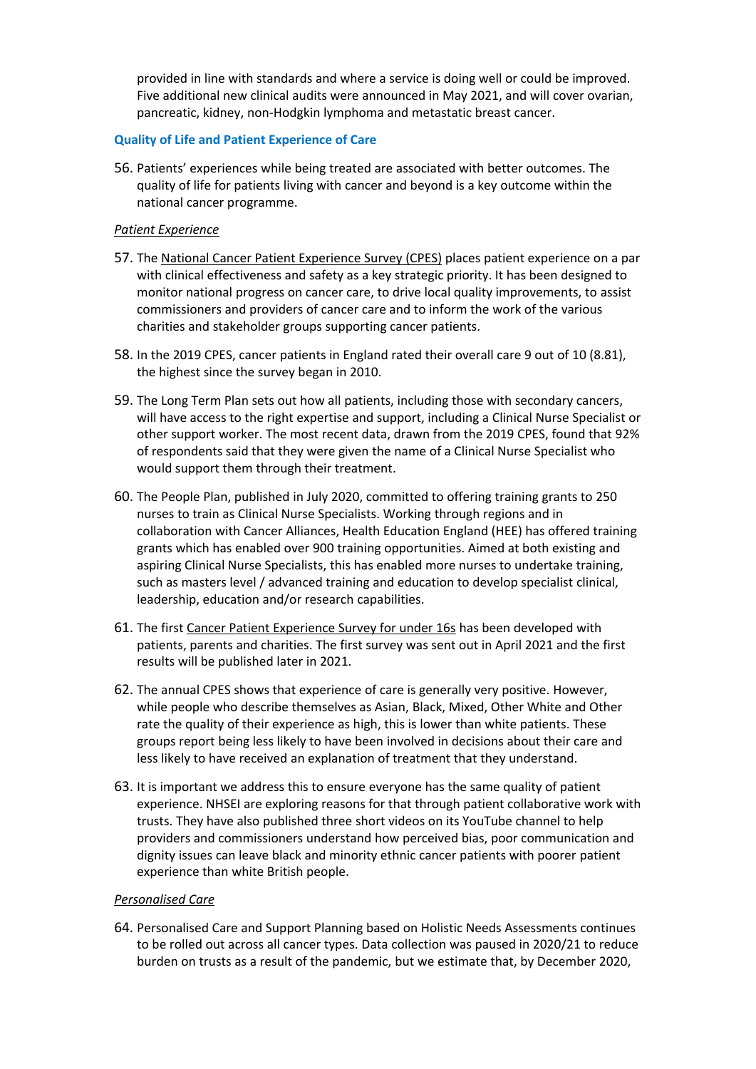provided in line with standards and where a service is doing well or could be improved. Five additional new clinical audits were announced in May 2021, and will cover ovarian, pancreatic, kidney, non-Hodgkin lymphoma and metastatic breast cancer.

### Quality of Life and Patient Experience of Care

56. Patients' experiences while being treated are associated with better outcomes. The quality of life for patients living with cancer and beyond is a key outcome within the national cancer programme.

*Patient Experience*

57. The National Cancer Patient Experience Survey (CPES) places patient experience on a par with clinical effectiveness and safety as a key strategic priority. It has been designed to monitor national progress on cancer care, to drive local quality improvements, to assist commissioners and providers of cancer care and to inform the work of the various charities and stakeholder groups supporting cancer patients.

58. In the 2019 CPES, cancer patients in England rated their overall care 9 out of 10 (8.81), the highest since the survey began in 2010.

59. The Long Term Plan sets out how all patients, including those with secondary cancers, will have access to the right expertise and support, including a Clinical Nurse Specialist or other support worker. The most recent data, drawn from the 2019 CPES, found that 92% of respondents said that they were given the name of a Clinical Nurse Specialist who would support them through their treatment.

60. The People Plan, published in July 2020, committed to offering training grants to 250 nurses to train as Clinical Nurse Specialists. Working through regions and in collaboration with Cancer Alliances, Health Education England (HEE) has offered training grants which has enabled over 900 training opportunities. Aimed at both existing and aspiring Clinical Nurse Specialists, this has enabled more nurses to undertake training, such as masters level / advanced training and education to develop specialist clinical, leadership, education and/or research capabilities.

61. The first Cancer Patient Experience Survey for under 16s has been developed with patients, parents and charities. The first survey was sent out in April 2021 and the first results will be published later in 2021.

62. The annual CPES shows that experience of care is generally very positive. However, while people who describe themselves as Asian, Black, Mixed, Other White and Other rate the quality of their experience as high, this is lower than white patients. These groups report being less likely to have been involved in decisions about their care and less likely to have received an explanation of treatment that they understand.

63. It is important we address this to ensure everyone has the same quality of patient experience. NHSEI are exploring reasons for that through patient collaborative work with trusts. They have also published three short videos on its YouTube channel to help providers and commissioners understand how perceived bias, poor communication and dignity issues can leave black and minority ethnic cancer patients with poorer patient experience than white British people.

*Personalised Care*

64. Personalised Care and Support Planning based on Holistic Needs Assessments continues to be rolled out across all cancer types. Data collection was paused in 2020/21 to reduce burden on trusts as a result of the pandemic, but we estimate that, by December 2020,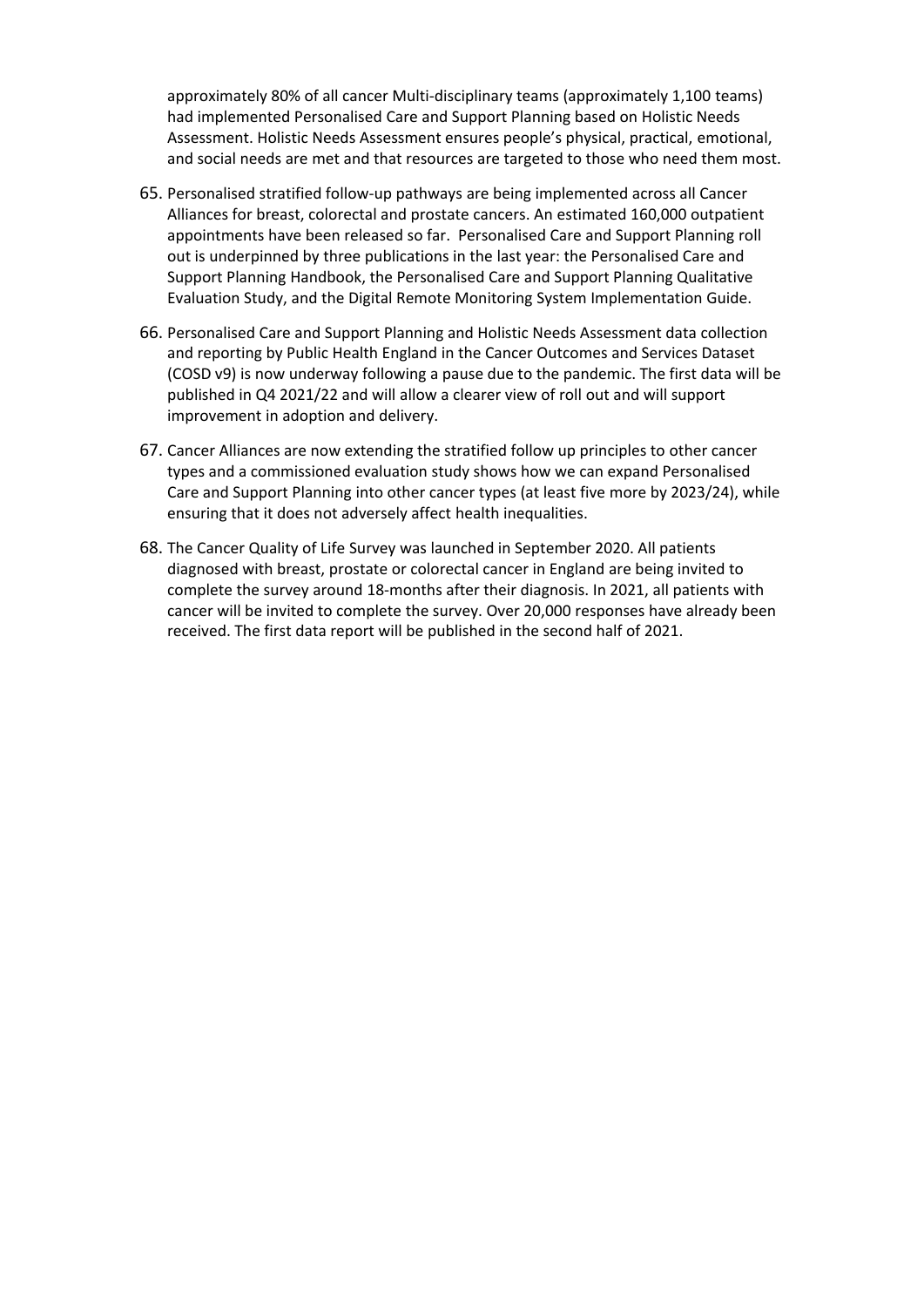approximately 80% of all cancer Multi-disciplinary teams (approximately 1,100 teams) had implemented Personalised Care and Support Planning based on Holistic Needs Assessment. Holistic Needs Assessment ensures people's physical, practical, emotional, and social needs are met and that resources are targeted to those who need them most.

65. Personalised stratified follow-up pathways are being implemented across all Cancer Alliances for breast, colorectal and prostate cancers. An estimated 160,000 outpatient appointments have been released so far. Personalised Care and Support Planning roll out is underpinned by three publications in the last year: the Personalised Care and Support Planning Handbook, the Personalised Care and Support Planning Qualitative Evaluation Study, and the Digital Remote Monitoring System Implementation Guide.

66. Personalised Care and Support Planning and Holistic Needs Assessment data collection and reporting by Public Health England in the Cancer Outcomes and Services Dataset (COSD v9) is now underway following a pause due to the pandemic. The first data will be published in Q4 2021/22 and will allow a clearer view of roll out and will support improvement in adoption and delivery.

67. Cancer Alliances are now extending the stratified follow up principles to other cancer types and a commissioned evaluation study shows how we can expand Personalised Care and Support Planning into other cancer types (at least five more by 2023/24), while ensuring that it does not adversely affect health inequalities.

68. The Cancer Quality of Life Survey was launched in September 2020. All patients diagnosed with breast, prostate or colorectal cancer in England are being invited to complete the survey around 18-months after their diagnosis. In 2021, all patients with cancer will be invited to complete the survey. Over 20,000 responses have already been received. The first data report will be published in the second half of 2021.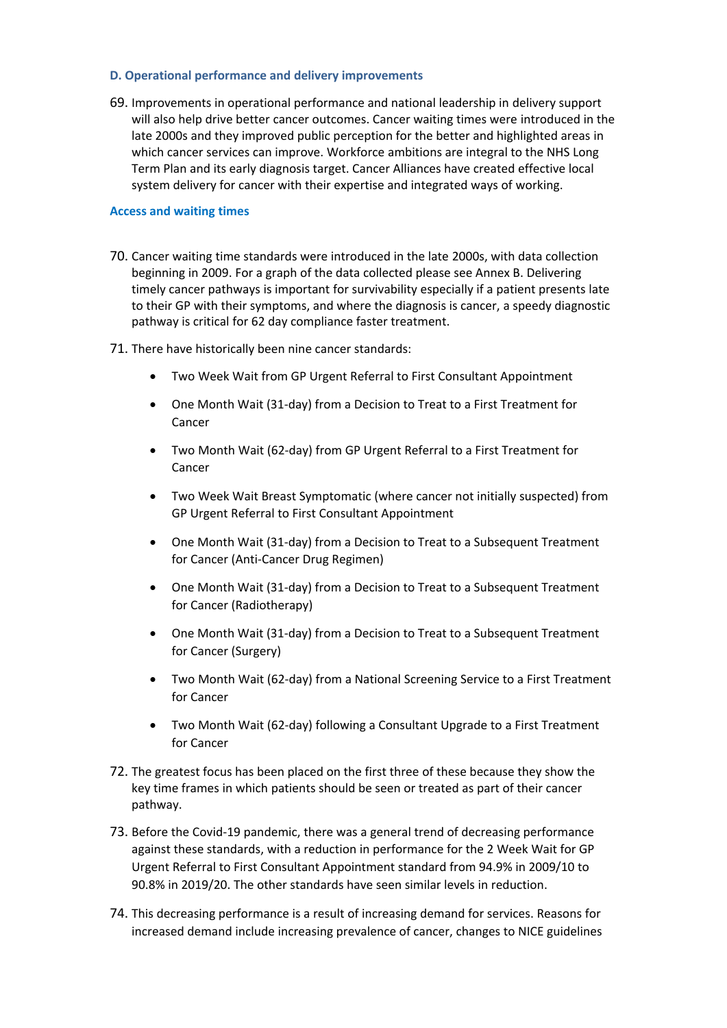### D. Operational performance and delivery improvements

69. Improvements in operational performance and national leadership in delivery support will also help drive better cancer outcomes. Cancer waiting times were introduced in the late 2000s and they improved public perception for the better and highlighted areas in which cancer services can improve. Workforce ambitions are integral to the NHS Long Term Plan and its early diagnosis target. Cancer Alliances have created effective local system delivery for cancer with their expertise and integrated ways of working.

#### Access and waiting times

70. Cancer waiting time standards were introduced in the late 2000s, with data collection beginning in 2009. For a graph of the data collected please see Annex B. Delivering timely cancer pathways is important for survivability especially if a patient presents late to their GP with their symptoms, and where the diagnosis is cancer, a speedy diagnostic pathway is critical for 62 day compliance faster treatment.

71. There have historically been nine cancer standards:

    - Two Week Wait from GP Urgent Referral to First Consultant Appointment
    - One Month Wait (31-day) from a Decision to Treat to a First Treatment for Cancer
    - Two Month Wait (62-day) from GP Urgent Referral to a First Treatment for Cancer
    - Two Week Wait Breast Symptomatic (where cancer not initially suspected) from GP Urgent Referral to First Consultant Appointment
    - One Month Wait (31-day) from a Decision to Treat to a Subsequent Treatment for Cancer (Anti-Cancer Drug Regimen)
    - One Month Wait (31-day) from a Decision to Treat to a Subsequent Treatment for Cancer (Radiotherapy)
    - One Month Wait (31-day) from a Decision to Treat to a Subsequent Treatment for Cancer (Surgery)
    - Two Month Wait (62-day) from a National Screening Service to a First Treatment for Cancer
    - Two Month Wait (62-day) following a Consultant Upgrade to a First Treatment for Cancer

72. The greatest focus has been placed on the first three of these because they show the key time frames in which patients should be seen or treated as part of their cancer pathway.

73. Before the Covid-19 pandemic, there was a general trend of decreasing performance against these standards, with a reduction in performance for the 2 Week Wait for GP Urgent Referral to First Consultant Appointment standard from 94.9% in 2009/10 to 90.8% in 2019/20. The other standards have seen similar levels in reduction.

74. This decreasing performance is a result of increasing demand for services. Reasons for increased demand include increasing prevalence of cancer, changes to NICE guidelines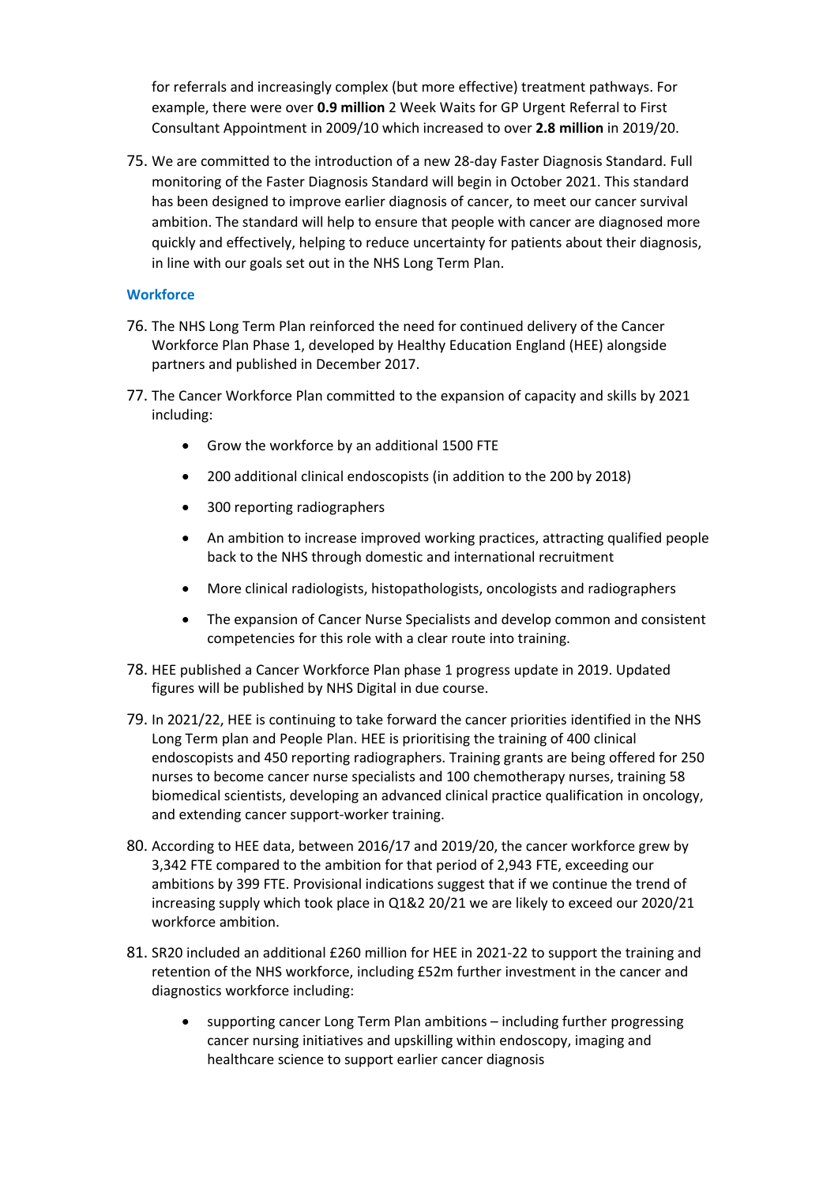for referrals and increasingly complex (but more effective) treatment pathways. For example, there were over **0.9 million** 2 Week Waits for GP Urgent Referral to First Consultant Appointment in 2009/10 which increased to over **2.8 million** in 2019/20.

75. We are committed to the introduction of a new 28-day Faster Diagnosis Standard. Full monitoring of the Faster Diagnosis Standard will begin in October 2021. This standard has been designed to improve earlier diagnosis of cancer, to meet our cancer survival ambition. The standard will help to ensure that people with cancer are diagnosed more quickly and effectively, helping to reduce uncertainty for patients about their diagnosis, in line with our goals set out in the NHS Long Term Plan.

### Workforce

76. The NHS Long Term Plan reinforced the need for continued delivery of the Cancer Workforce Plan Phase 1, developed by Healthy Education England (HEE) alongside partners and published in December 2017.

77. The Cancer Workforce Plan committed to the expansion of capacity and skills by 2021 including:

    - Grow the workforce by an additional 1500 FTE
    - 200 additional clinical endoscopists (in addition to the 200 by 2018)
    - 300 reporting radiographers
    - An ambition to increase improved working practices, attracting qualified people back to the NHS through domestic and international recruitment
    - More clinical radiologists, histopathologists, oncologists and radiographers
    - The expansion of Cancer Nurse Specialists and develop common and consistent competencies for this role with a clear route into training.

78. HEE published a Cancer Workforce Plan phase 1 progress update in 2019. Updated figures will be published by NHS Digital in due course.

79. In 2021/22, HEE is continuing to take forward the cancer priorities identified in the NHS Long Term plan and People Plan. HEE is prioritising the training of 400 clinical endoscopists and 450 reporting radiographers. Training grants are being offered for 250 nurses to become cancer nurse specialists and 100 chemotherapy nurses, training 58 biomedical scientists, developing an advanced clinical practice qualification in oncology, and extending cancer support-worker training.

80. According to HEE data, between 2016/17 and 2019/20, the cancer workforce grew by 3,342 FTE compared to the ambition for that period of 2,943 FTE, exceeding our ambitions by 399 FTE. Provisional indications suggest that if we continue the trend of increasing supply which took place in Q1&2 20/21 we are likely to exceed our 2020/21 workforce ambition.

81. SR20 included an additional £260 million for HEE in 2021-22 to support the training and retention of the NHS workforce, including £52m further investment in the cancer and diagnostics workforce including:

    - supporting cancer Long Term Plan ambitions – including further progressing cancer nursing initiatives and upskilling within endoscopy, imaging and healthcare science to support earlier cancer diagnosis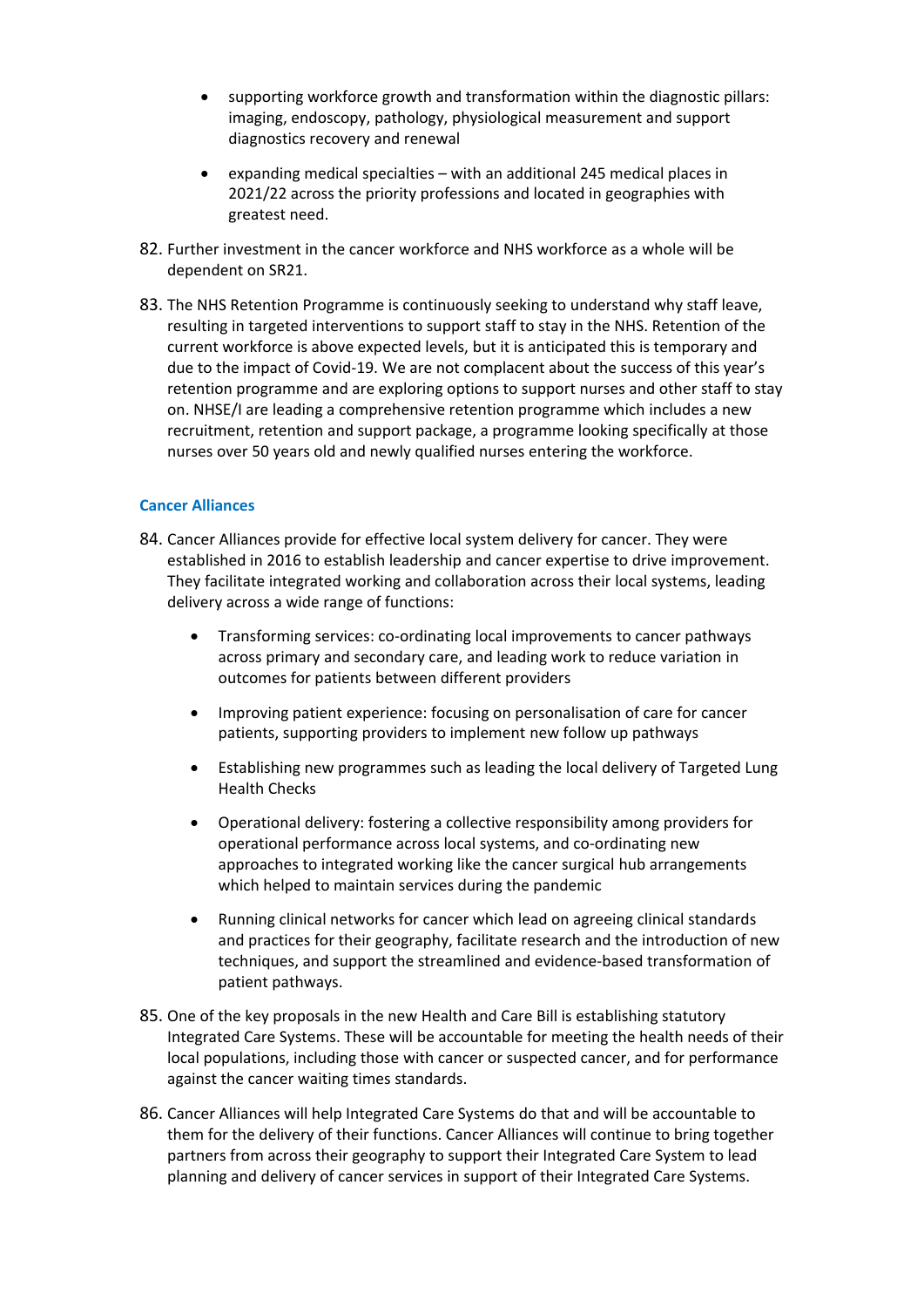- supporting workforce growth and transformation within the diagnostic pillars: imaging, endoscopy, pathology, physiological measurement and support diagnostics recovery and renewal
- expanding medical specialties – with an additional 245 medical places in 2021/22 across the priority professions and located in geographies with greatest need.

82. Further investment in the cancer workforce and NHS workforce as a whole will be dependent on SR21.

83. The NHS Retention Programme is continuously seeking to understand why staff leave, resulting in targeted interventions to support staff to stay in the NHS. Retention of the current workforce is above expected levels, but it is anticipated this is temporary and due to the impact of Covid-19. We are not complacent about the success of this year's retention programme and are exploring options to support nurses and other staff to stay on. NHSE/I are leading a comprehensive retention programme which includes a new recruitment, retention and support package, a programme looking specifically at those nurses over 50 years old and newly qualified nurses entering the workforce.

### Cancer Alliances

84. Cancer Alliances provide for effective local system delivery for cancer. They were established in 2016 to establish leadership and cancer expertise to drive improvement. They facilitate integrated working and collaboration across their local systems, leading delivery across a wide range of functions:

    - Transforming services: co-ordinating local improvements to cancer pathways across primary and secondary care, and leading work to reduce variation in outcomes for patients between different providers
    - Improving patient experience: focusing on personalisation of care for cancer patients, supporting providers to implement new follow up pathways
    - Establishing new programmes such as leading the local delivery of Targeted Lung Health Checks
    - Operational delivery: fostering a collective responsibility among providers for operational performance across local systems, and co-ordinating new approaches to integrated working like the cancer surgical hub arrangements which helped to maintain services during the pandemic
    - Running clinical networks for cancer which lead on agreeing clinical standards and practices for their geography, facilitate research and the introduction of new techniques, and support the streamlined and evidence-based transformation of patient pathways.

85. One of the key proposals in the new Health and Care Bill is establishing statutory Integrated Care Systems. These will be accountable for meeting the health needs of their local populations, including those with cancer or suspected cancer, and for performance against the cancer waiting times standards.

86. Cancer Alliances will help Integrated Care Systems do that and will be accountable to them for the delivery of their functions. Cancer Alliances will continue to bring together partners from across their geography to support their Integrated Care System to lead planning and delivery of cancer services in support of their Integrated Care Systems.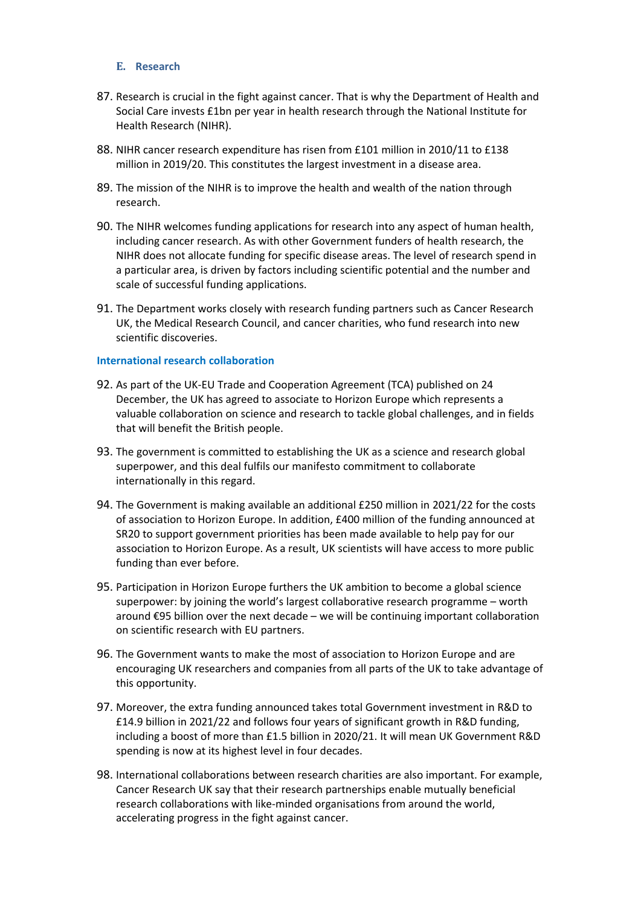### E. Research

87. Research is crucial in the fight against cancer. That is why the Department of Health and Social Care invests £1bn per year in health research through the National Institute for Health Research (NIHR).

88. NIHR cancer research expenditure has risen from £101 million in 2010/11 to £138 million in 2019/20. This constitutes the largest investment in a disease area.

89. The mission of the NIHR is to improve the health and wealth of the nation through research.

90. The NIHR welcomes funding applications for research into any aspect of human health, including cancer research. As with other Government funders of health research, the NIHR does not allocate funding for specific disease areas. The level of research spend in a particular area, is driven by factors including scientific potential and the number and scale of successful funding applications.

91. The Department works closely with research funding partners such as Cancer Research UK, the Medical Research Council, and cancer charities, who fund research into new scientific discoveries.

#### International research collaboration

92. As part of the UK-EU Trade and Cooperation Agreement (TCA) published on 24 December, the UK has agreed to associate to Horizon Europe which represents a valuable collaboration on science and research to tackle global challenges, and in fields that will benefit the British people.

93. The government is committed to establishing the UK as a science and research global superpower, and this deal fulfils our manifesto commitment to collaborate internationally in this regard.

94. The Government is making available an additional £250 million in 2021/22 for the costs of association to Horizon Europe. In addition, £400 million of the funding announced at SR20 to support government priorities has been made available to help pay for our association to Horizon Europe. As a result, UK scientists will have access to more public funding than ever before.

95. Participation in Horizon Europe furthers the UK ambition to become a global science superpower: by joining the world's largest collaborative research programme – worth around €95 billion over the next decade – we will be continuing important collaboration on scientific research with EU partners.

96. The Government wants to make the most of association to Horizon Europe and are encouraging UK researchers and companies from all parts of the UK to take advantage of this opportunity.

97. Moreover, the extra funding announced takes total Government investment in R&D to £14.9 billion in 2021/22 and follows four years of significant growth in R&D funding, including a boost of more than £1.5 billion in 2020/21. It will mean UK Government R&D spending is now at its highest level in four decades.

98. International collaborations between research charities are also important. For example, Cancer Research UK say that their research partnerships enable mutually beneficial research collaborations with like-minded organisations from around the world, accelerating progress in the fight against cancer.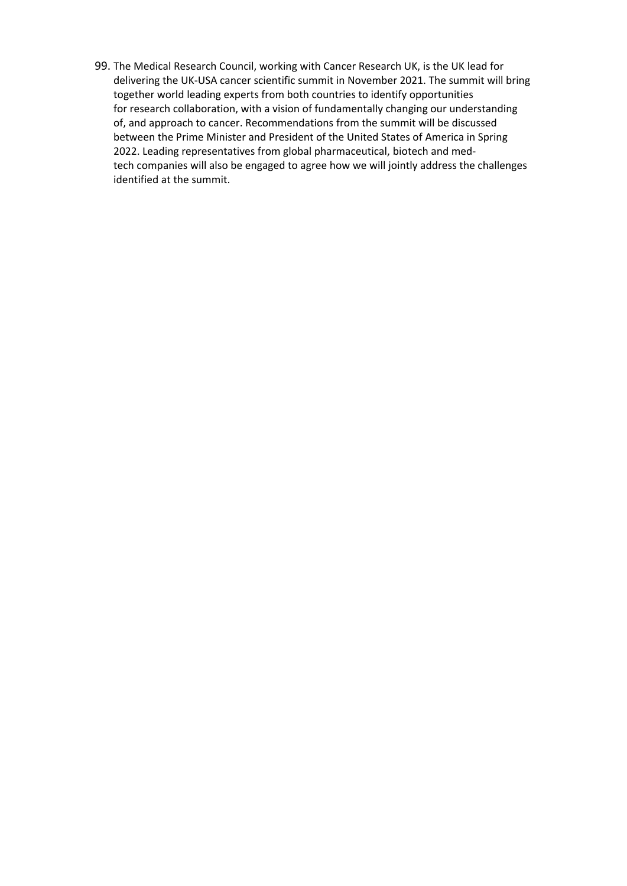99. The Medical Research Council, working with Cancer Research UK, is the UK lead for delivering the UK-USA cancer scientific summit in November 2021. The summit will bring together world leading experts from both countries to identify opportunities for research collaboration, with a vision of fundamentally changing our understanding of, and approach to cancer. Recommendations from the summit will be discussed between the Prime Minister and President of the United States of America in Spring 2022. Leading representatives from global pharmaceutical, biotech and med-tech companies will also be engaged to agree how we will jointly address the challenges identified at the summit.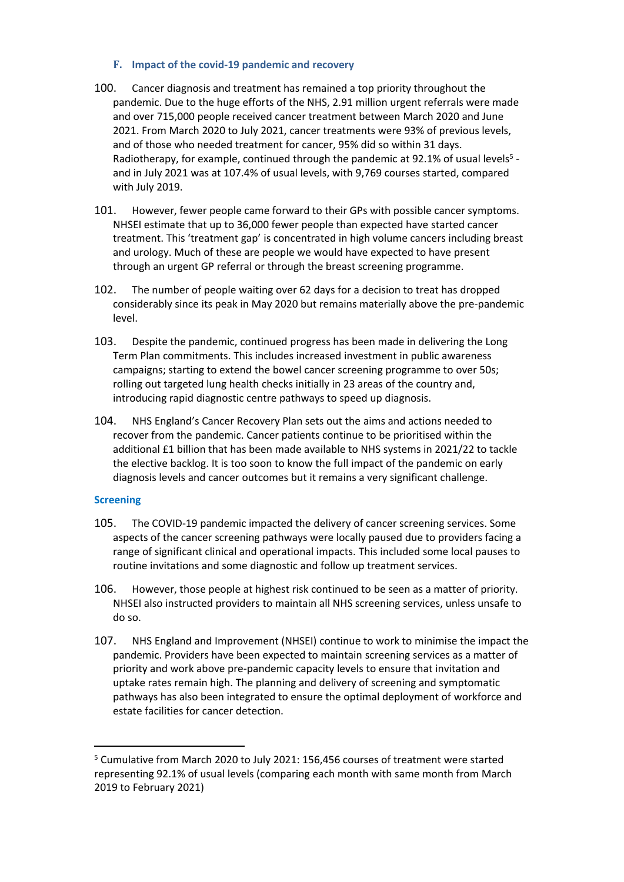### F. Impact of the covid-19 pandemic and recovery

100. Cancer diagnosis and treatment has remained a top priority throughout the pandemic. Due to the huge efforts of the NHS, 2.91 million urgent referrals were made and over 715,000 people received cancer treatment between March 2020 and June 2021. From March 2020 to July 2021, cancer treatments were 93% of previous levels, and of those who needed treatment for cancer, 95% did so within 31 days. Radiotherapy, for example, continued through the pandemic at 92.1% of usual levels[5] - and in July 2021 was at 107.4% of usual levels, with 9,769 courses started, compared with July 2019.

101. However, fewer people came forward to their GPs with possible cancer symptoms. NHSEI estimate that up to 36,000 fewer people than expected have started cancer treatment. This 'treatment gap' is concentrated in high volume cancers including breast and urology. Much of these are people we would have expected to have present through an urgent GP referral or through the breast screening programme.

102. The number of people waiting over 62 days for a decision to treat has dropped considerably since its peak in May 2020 but remains materially above the pre-pandemic level.

103. Despite the pandemic, continued progress has been made in delivering the Long Term Plan commitments. This includes increased investment in public awareness campaigns; starting to extend the bowel cancer screening programme to over 50s; rolling out targeted lung health checks initially in 23 areas of the country and, introducing rapid diagnostic centre pathways to speed up diagnosis.

104. NHS England's Cancer Recovery Plan sets out the aims and actions needed to recover from the pandemic. Cancer patients continue to be prioritised within the additional £1 billion that has been made available to NHS systems in 2021/22 to tackle the elective backlog. It is too soon to know the full impact of the pandemic on early diagnosis levels and cancer outcomes but it remains a very significant challenge.

#### Screening

105. The COVID-19 pandemic impacted the delivery of cancer screening services. Some aspects of the cancer screening pathways were locally paused due to providers facing a range of significant clinical and operational impacts. This included some local pauses to routine invitations and some diagnostic and follow up treatment services.

106. However, those people at highest risk continued to be seen as a matter of priority. NHSEI also instructed providers to maintain all NHS screening services, unless unsafe to do so.

107. NHS England and Improvement (NHSEI) continue to work to minimise the impact the pandemic. Providers have been expected to maintain screening services as a matter of priority and work above pre-pandemic capacity levels to ensure that invitation and uptake rates remain high. The planning and delivery of screening and symptomatic pathways has also been integrated to ensure the optimal deployment of workforce and estate facilities for cancer detection.

---

[5] Cumulative from March 2020 to July 2021: 156,456 courses of treatment were started representing 92.1% of usual levels (comparing each month with same month from March 2019 to February 2021)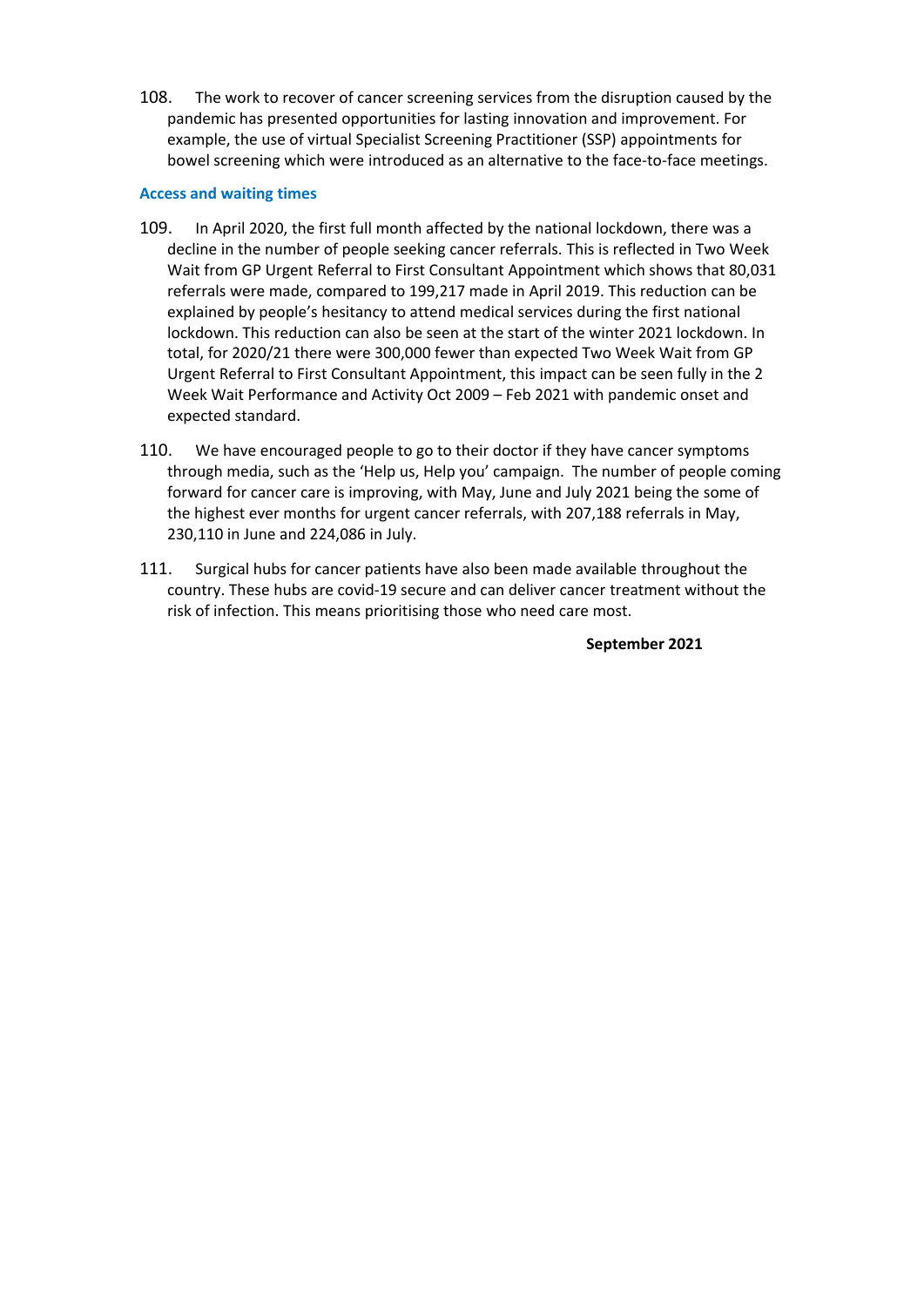108. The work to recover of cancer screening services from the disruption caused by the pandemic has presented opportunities for lasting innovation and improvement. For example, the use of virtual Specialist Screening Practitioner (SSP) appointments for bowel screening which were introduced as an alternative to the face-to-face meetings.

### Access and waiting times

109. In April 2020, the first full month affected by the national lockdown, there was a decline in the number of people seeking cancer referrals. This is reflected in Two Week Wait from GP Urgent Referral to First Consultant Appointment which shows that 80,031 referrals were made, compared to 199,217 made in April 2019. This reduction can be explained by people's hesitancy to attend medical services during the first national lockdown. This reduction can also be seen at the start of the winter 2021 lockdown. In total, for 2020/21 there were 300,000 fewer than expected Two Week Wait from GP Urgent Referral to First Consultant Appointment, this impact can be seen fully in the 2 Week Wait Performance and Activity Oct 2009 – Feb 2021 with pandemic onset and expected standard.

110. We have encouraged people to go to their doctor if they have cancer symptoms through media, such as the 'Help us, Help you' campaign. The number of people coming forward for cancer care is improving, with May, June and July 2021 being the some of the highest ever months for urgent cancer referrals, with 207,188 referrals in May, 230,110 in June and 224,086 in July.

111. Surgical hubs for cancer patients have also been made available throughout the country. These hubs are covid-19 secure and can deliver cancer treatment without the risk of infection. This means prioritising those who need care most.

**September 2021**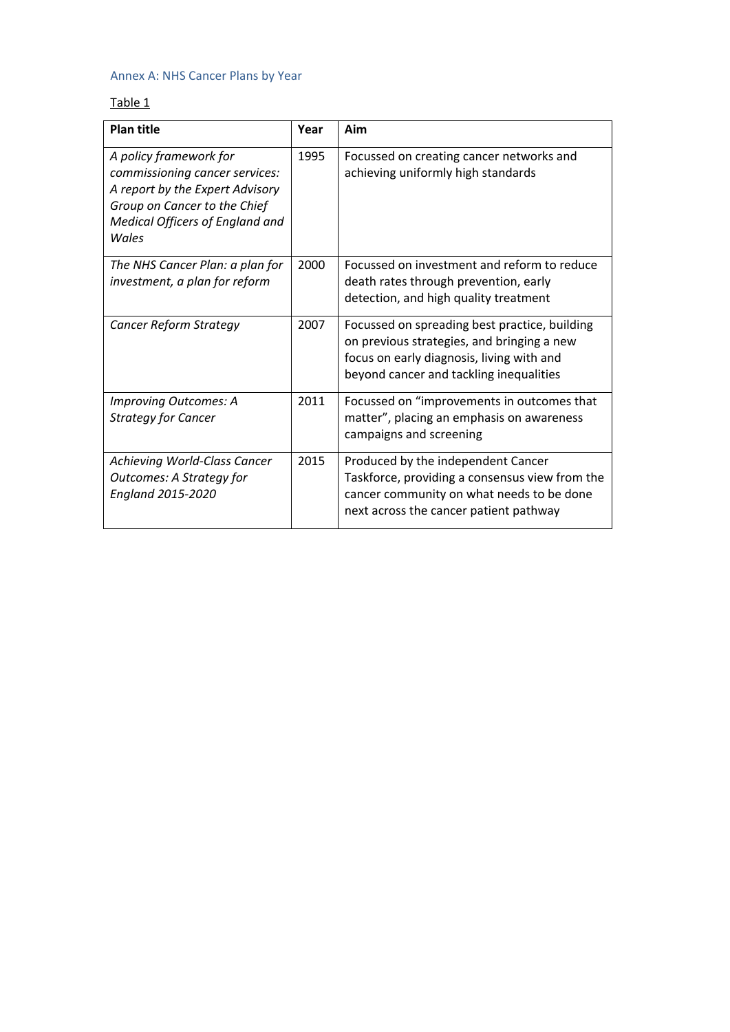## Annex A: NHS Cancer Plans by Year

Table 1

| Plan title | Year | Aim |
|---|---|---|
| *A policy framework for commissioning cancer services: A report by the Expert Advisory Group on Cancer to the Chief Medical Officers of England and Wales* | 1995 | Focussed on creating cancer networks and achieving uniformly high standards |
| *The NHS Cancer Plan: a plan for investment, a plan for reform* | 2000 | Focussed on investment and reform to reduce death rates through prevention, early detection, and high quality treatment |
| *Cancer Reform Strategy* | 2007 | Focussed on spreading best practice, building on previous strategies, and bringing a new focus on early diagnosis, living with and beyond cancer and tackling inequalities |
| *Improving Outcomes: A Strategy for Cancer* | 2011 | Focussed on "improvements in outcomes that matter", placing an emphasis on awareness campaigns and screening |
| *Achieving World-Class Cancer Outcomes: A Strategy for England 2015-2020* | 2015 | Produced by the independent Cancer Taskforce, providing a consensus view from the cancer community on what needs to be done next across the cancer patient pathway |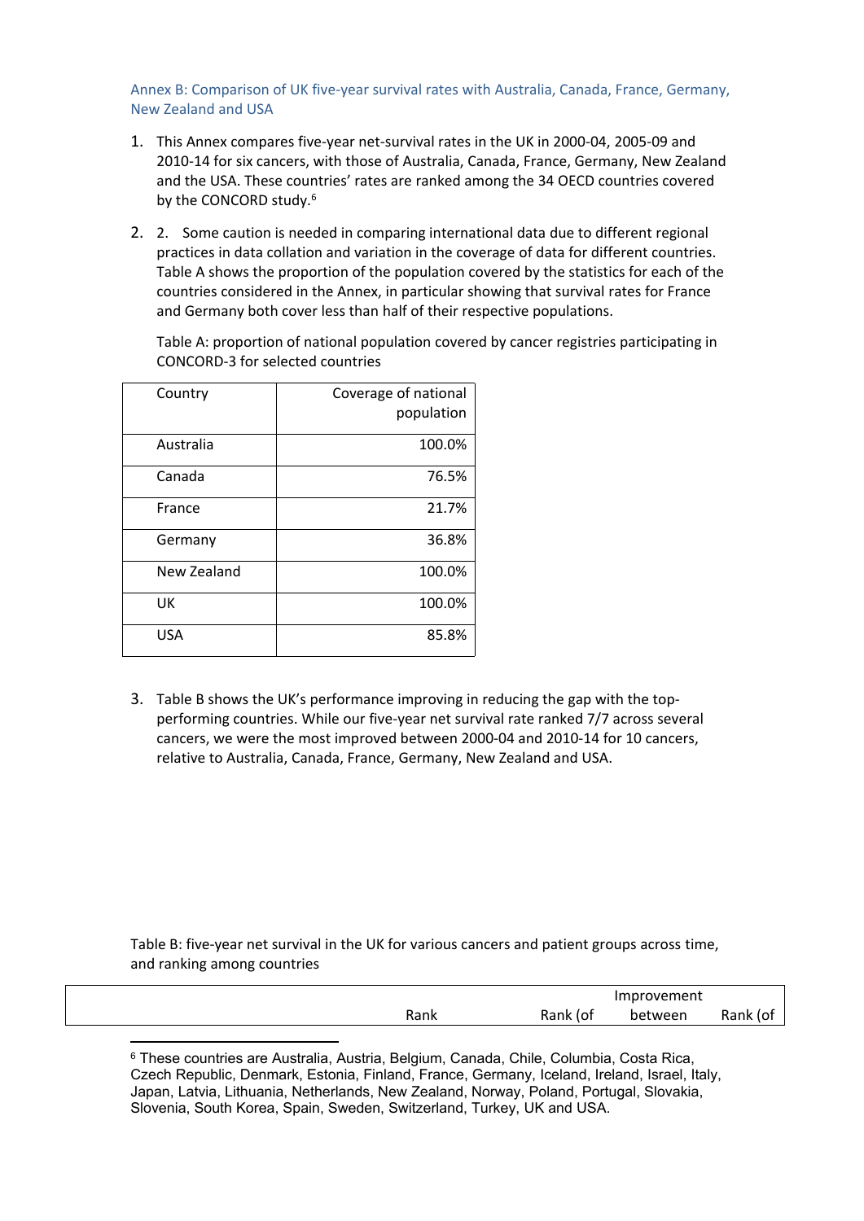## Annex B: Comparison of UK five-year survival rates with Australia, Canada, France, Germany, New Zealand and USA

1. This Annex compares five-year net-survival rates in the UK in 2000-04, 2005-09 and 2010-14 for six cancers, with those of Australia, Canada, France, Germany, New Zealand and the USA. These countries' rates are ranked among the 34 OECD countries covered by the CONCORD study.[6]

2. 2. Some caution is needed in comparing international data due to different regional practices in data collation and variation in the coverage of data for different countries. Table A shows the proportion of the population covered by the statistics for each of the countries considered in the Annex, in particular showing that survival rates for France and Germany both cover less than half of their respective populations.

   Table A: proportion of national population covered by cancer registries participating in CONCORD-3 for selected countries

| Country | Coverage of national population |
|---|---:|
| Australia | 100.0% |
| Canada | 76.5% |
| France | 21.7% |
| Germany | 36.8% |
| New Zealand | 100.0% |
| UK | 100.0% |
| USA | 85.8% |

3. Table B shows the UK's performance improving in reducing the gap with the top-performing countries. While our five-year net survival rate ranked 7/7 across several cancers, we were the most improved between 2000-04 and 2010-14 for 10 cancers, relative to Australia, Canada, France, Germany, New Zealand and USA.

Table B: five-year net survival in the UK for various cancers and patient groups across time, and ranking among countries

| | Rank | Rank (of | Improvement between | Rank (of |
|---|---|---|---|---|

[6] These countries are Australia, Austria, Belgium, Canada, Chile, Columbia, Costa Rica, Czech Republic, Denmark, Estonia, Finland, France, Germany, Iceland, Ireland, Israel, Italy, Japan, Latvia, Lithuania, Netherlands, New Zealand, Norway, Poland, Portugal, Slovakia, Slovenia, South Korea, Spain, Sweden, Switzerland, Turkey, UK and USA.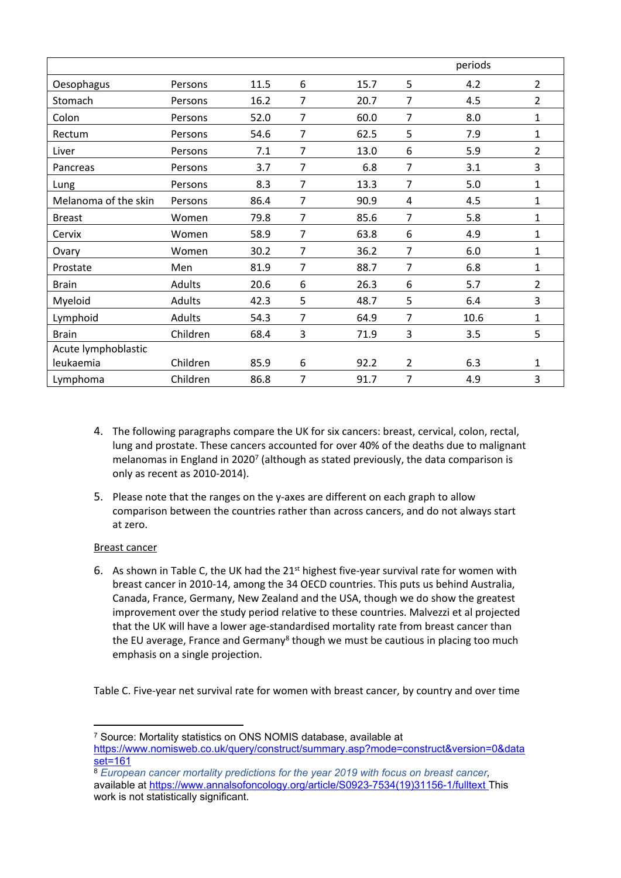| | | | | | | periods | |
|---|---|---|---|---|---|---|---|
| Oesophagus | Persons | 11.5 | 6 | 15.7 | 5 | 4.2 | 2 |
| Stomach | Persons | 16.2 | 7 | 20.7 | 7 | 4.5 | 2 |
| Colon | Persons | 52.0 | 7 | 60.0 | 7 | 8.0 | 1 |
| Rectum | Persons | 54.6 | 7 | 62.5 | 5 | 7.9 | 1 |
| Liver | Persons | 7.1 | 7 | 13.0 | 6 | 5.9 | 2 |
| Pancreas | Persons | 3.7 | 7 | 6.8 | 7 | 3.1 | 3 |
| Lung | Persons | 8.3 | 7 | 13.3 | 7 | 5.0 | 1 |
| Melanoma of the skin | Persons | 86.4 | 7 | 90.9 | 4 | 4.5 | 1 |
| Breast | Women | 79.8 | 7 | 85.6 | 7 | 5.8 | 1 |
| Cervix | Women | 58.9 | 7 | 63.8 | 6 | 4.9 | 1 |
| Ovary | Women | 30.2 | 7 | 36.2 | 7 | 6.0 | 1 |
| Prostate | Men | 81.9 | 7 | 88.7 | 7 | 6.8 | 1 |
| Brain | Adults | 20.6 | 6 | 26.3 | 6 | 5.7 | 2 |
| Myeloid | Adults | 42.3 | 5 | 48.7 | 5 | 6.4 | 3 |
| Lymphoid | Adults | 54.3 | 7 | 64.9 | 7 | 10.6 | 1 |
| Brain | Children | 68.4 | 3 | 71.9 | 3 | 3.5 | 5 |
| Acute lymphoblastic leukaemia | Children | 85.9 | 6 | 92.2 | 2 | 6.3 | 1 |
| Lymphoma | Children | 86.8 | 7 | 91.7 | 7 | 4.9 | 3 |

4. The following paragraphs compare the UK for six cancers: breast, cervical, colon, rectal, lung and prostate. These cancers accounted for over 40% of the deaths due to malignant melanomas in England in 2020[7] (although as stated previously, the data comparison is only as recent as 2010-2014).

5. Please note that the ranges on the y-axes are different on each graph to allow comparison between the countries rather than across cancers, and do not always start at zero.

Breast cancer

6. As shown in Table C, the UK had the 21st highest five-year survival rate for women with breast cancer in 2010-14, among the 34 OECD countries. This puts us behind Australia, Canada, France, Germany, New Zealand and the USA, though we do show the greatest improvement over the study period relative to these countries. Malvezzi et al projected that the UK will have a lower age-standardised mortality rate from breast cancer than the EU average, France and Germany[8] though we must be cautious in placing too much emphasis on a single projection.

Table C. Five-year net survival rate for women with breast cancer, by country and over time

[7] Source: Mortality statistics on ONS NOMIS database, available at https://www.nomisweb.co.uk/query/construct/summary.asp?mode=construct&version=0&dataset=161

[8] *European cancer mortality predictions for the year 2019 with focus on breast cancer*, available at https://www.annalsofoncology.org/article/S0923-7534(19)31156-1/fulltext This work is not statistically significant.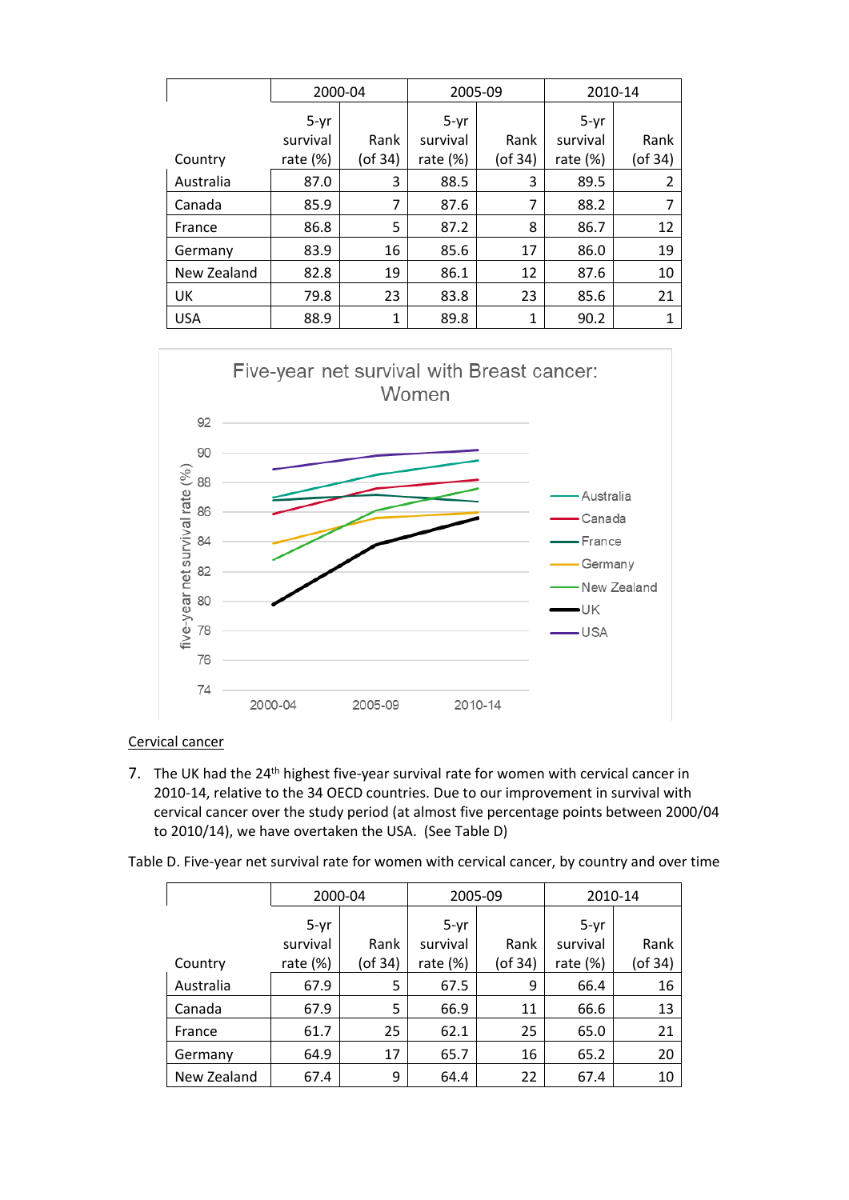| Country | 2000-04 | | 2005-09 | | 2010-14 | |
|---|---|---|---|---|---|---|
| | 5-yr survival rate (%) | Rank (of 34) | 5-yr survival rate (%) | Rank (of 34) | 5-yr survival rate (%) | Rank (of 34) |
| Australia | 87.0 | 3 | 88.5 | 3 | 89.5 | 2 |
| Canada | 85.9 | 7 | 87.6 | 7 | 88.2 | 7 |
| France | 86.8 | 5 | 87.2 | 8 | 86.7 | 12 |
| Germany | 83.9 | 16 | 85.6 | 17 | 86.0 | 19 |
| New Zealand | 82.8 | 19 | 86.1 | 12 | 87.6 | 10 |
| UK | 79.8 | 23 | 83.8 | 23 | 85.6 | 21 |
| USA | 88.9 | 1 | 89.8 | 1 | 90.2 | 1 |

Five-year net survival with Breast cancer: Women

<u>Cervical cancer</u>

7. The UK had the 24[th] highest five-year survival rate for women with cervical cancer in 2010-14, relative to the 34 OECD countries. Due to our improvement in survival with cervical cancer over the study period (at almost five percentage points between 2000/04 to 2010/14), we have overtaken the USA. (See Table D)

Table D. Five-year net survival rate for women with cervical cancer, by country and over time

| Country | 2000-04 | | 2005-09 | | 2010-14 | |
|---|---|---|---|---|---|---|
| | 5-yr survival rate (%) | Rank (of 34) | 5-yr survival rate (%) | Rank (of 34) | 5-yr survival rate (%) | Rank (of 34) |
| Australia | 67.9 | 5 | 67.5 | 9 | 66.4 | 16 |
| Canada | 67.9 | 5 | 66.9 | 11 | 66.6 | 13 |
| France | 61.7 | 25 | 62.1 | 25 | 65.0 | 21 |
| Germany | 64.9 | 17 | 65.7 | 16 | 65.2 | 20 |
| New Zealand | 67.4 | 9 | 64.4 | 22 | 67.4 | 10 |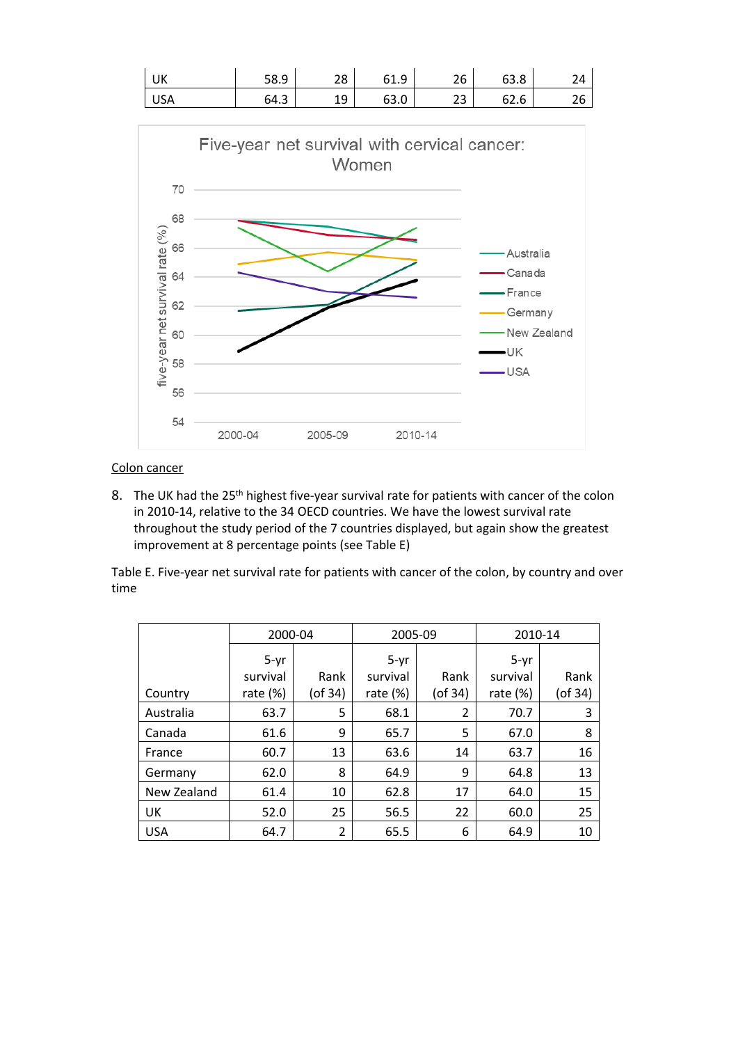| UK | 58.9 | 28 | 61.9 | 26 | 63.8 | 24 |
|---|---|---|---|---|---|---|
| USA | 64.3 | 19 | 63.0 | 23 | 62.6 | 26 |

Five-year net survival with cervical cancer: Women

<u>Colon cancer</u>

8. The UK had the 25th highest five-year survival rate for patients with cancer of the colon in 2010-14, relative to the 34 OECD countries. We have the lowest survival rate throughout the study period of the 7 countries displayed, but again show the greatest improvement at 8 percentage points (see Table E)

Table E. Five-year net survival rate for patients with cancer of the colon, by country and over time

| | 2000-04 | | 2005-09 | | 2010-14 | |
|---|---|---|---|---|---|---|
| Country | 5-yr survival rate (%) | Rank (of 34) | 5-yr survival rate (%) | Rank (of 34) | 5-yr survival rate (%) | Rank (of 34) |
| Australia | 63.7 | 5 | 68.1 | 2 | 70.7 | 3 |
| Canada | 61.6 | 9 | 65.7 | 5 | 67.0 | 8 |
| France | 60.7 | 13 | 63.6 | 14 | 63.7 | 16 |
| Germany | 62.0 | 8 | 64.9 | 9 | 64.8 | 13 |
| New Zealand | 61.4 | 10 | 62.8 | 17 | 64.0 | 15 |
| UK | 52.0 | 25 | 56.5 | 22 | 60.0 | 25 |
| USA | 64.7 | 2 | 65.5 | 6 | 64.9 | 10 |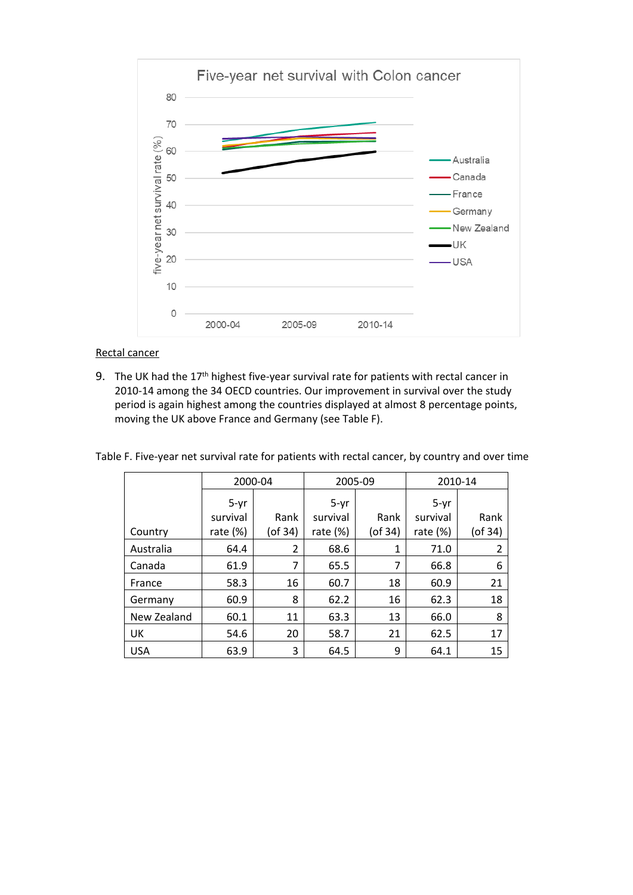Rectal cancer

9. The UK had the 17th highest five-year survival rate for patients with rectal cancer in 2010-14 among the 34 OECD countries. Our improvement in survival over the study period is again highest among the countries displayed at almost 8 percentage points, moving the UK above France and Germany (see Table F).

Table F. Five-year net survival rate for patients with rectal cancer, by country and over time

| | 2000-04 | | 2005-09 | | 2010-14 | |
|---|---|---|---|---|---|---|
| Country | 5-yr survival rate (%) | Rank (of 34) | 5-yr survival rate (%) | Rank (of 34) | 5-yr survival rate (%) | Rank (of 34) |
| Australia | 64.4 | 2 | 68.6 | 1 | 71.0 | 2 |
| Canada | 61.9 | 7 | 65.5 | 7 | 66.8 | 6 |
| France | 58.3 | 16 | 60.7 | 18 | 60.9 | 21 |
| Germany | 60.9 | 8 | 62.2 | 16 | 62.3 | 18 |
| New Zealand | 60.1 | 11 | 63.3 | 13 | 66.0 | 8 |
| UK | 54.6 | 20 | 58.7 | 21 | 62.5 | 17 |
| USA | 63.9 | 3 | 64.5 | 9 | 64.1 | 15 |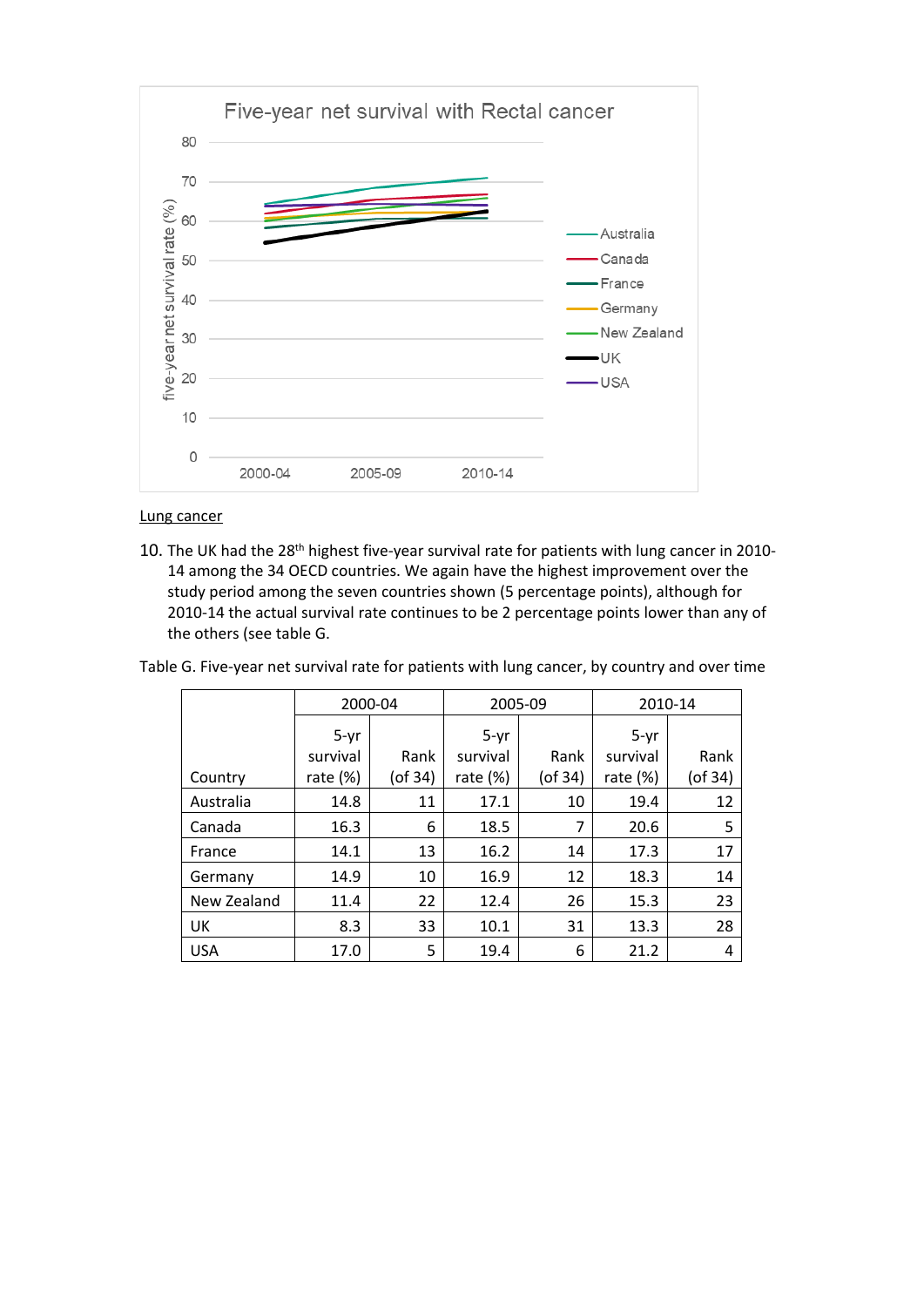Five-year net survival with Rectal cancer

Lung cancer

10. The UK had the 28th highest five-year survival rate for patients with lung cancer in 2010-14 among the 34 OECD countries. We again have the highest improvement over the study period among the seven countries shown (5 percentage points), although for 2010-14 the actual survival rate continues to be 2 percentage points lower than any of the others (see table G.

Table G. Five-year net survival rate for patients with lung cancer, by country and over time

| | 2000-04 | | 2005-09 | | 2010-14 | |
|---|---|---|---|---|---|---|
| Country | 5-yr survival rate (%) | Rank (of 34) | 5-yr survival rate (%) | Rank (of 34) | 5-yr survival rate (%) | Rank (of 34) |
| Australia | 14.8 | 11 | 17.1 | 10 | 19.4 | 12 |
| Canada | 16.3 | 6 | 18.5 | 7 | 20.6 | 5 |
| France | 14.1 | 13 | 16.2 | 14 | 17.3 | 17 |
| Germany | 14.9 | 10 | 16.9 | 12 | 18.3 | 14 |
| New Zealand | 11.4 | 22 | 12.4 | 26 | 15.3 | 23 |
| UK | 8.3 | 33 | 10.1 | 31 | 13.3 | 28 |
| USA | 17.0 | 5 | 19.4 | 6 | 21.2 | 4 |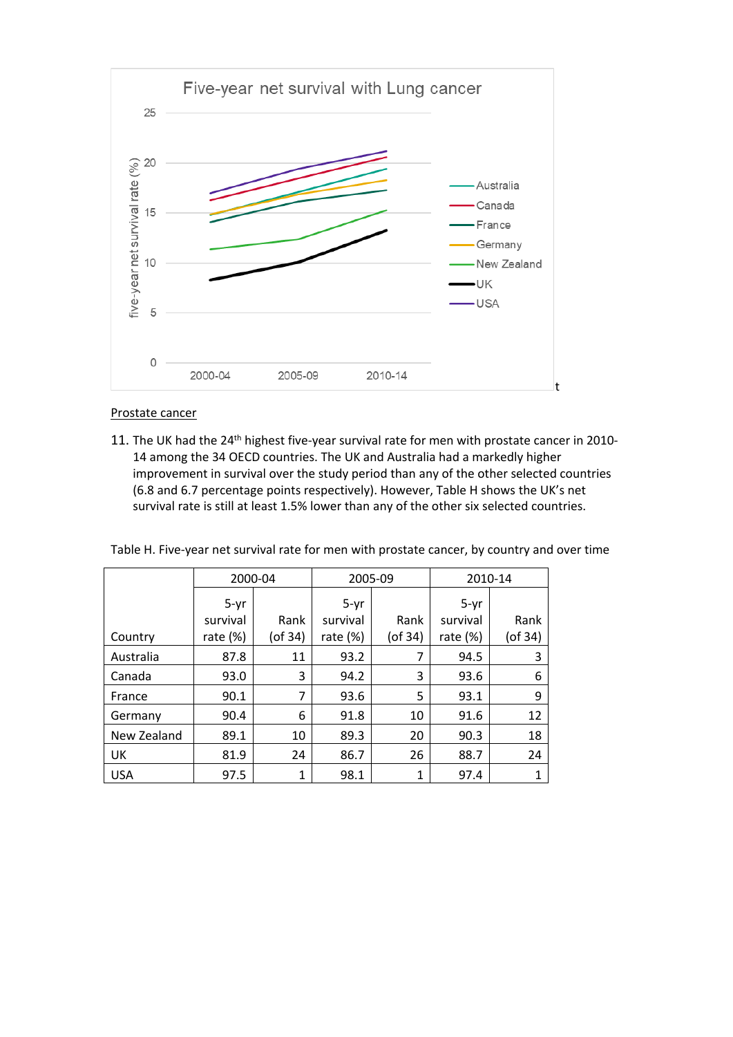Prostate cancer

11. The UK had the 24th highest five-year survival rate for men with prostate cancer in 2010-14 among the 34 OECD countries. The UK and Australia had a markedly higher improvement in survival over the study period than any of the other selected countries (6.8 and 6.7 percentage points respectively). However, Table H shows the UK's net survival rate is still at least 1.5% lower than any of the other six selected countries.

Table H. Five-year net survival rate for men with prostate cancer, by country and over time

| | 2000-04 | | 2005-09 | | 2010-14 | |
|---|---|---|---|---|---|---|
| Country | 5-yr survival rate (%) | Rank (of 34) | 5-yr survival rate (%) | Rank (of 34) | 5-yr survival rate (%) | Rank (of 34) |
| Australia | 87.8 | 11 | 93.2 | 7 | 94.5 | 3 |
| Canada | 93.0 | 3 | 94.2 | 3 | 93.6 | 6 |
| France | 90.1 | 7 | 93.6 | 5 | 93.1 | 9 |
| Germany | 90.4 | 6 | 91.8 | 10 | 91.6 | 12 |
| New Zealand | 89.1 | 10 | 89.3 | 20 | 90.3 | 18 |
| UK | 81.9 | 24 | 86.7 | 26 | 88.7 | 24 |
| USA | 97.5 | 1 | 98.1 | 1 | 97.4 | 1 |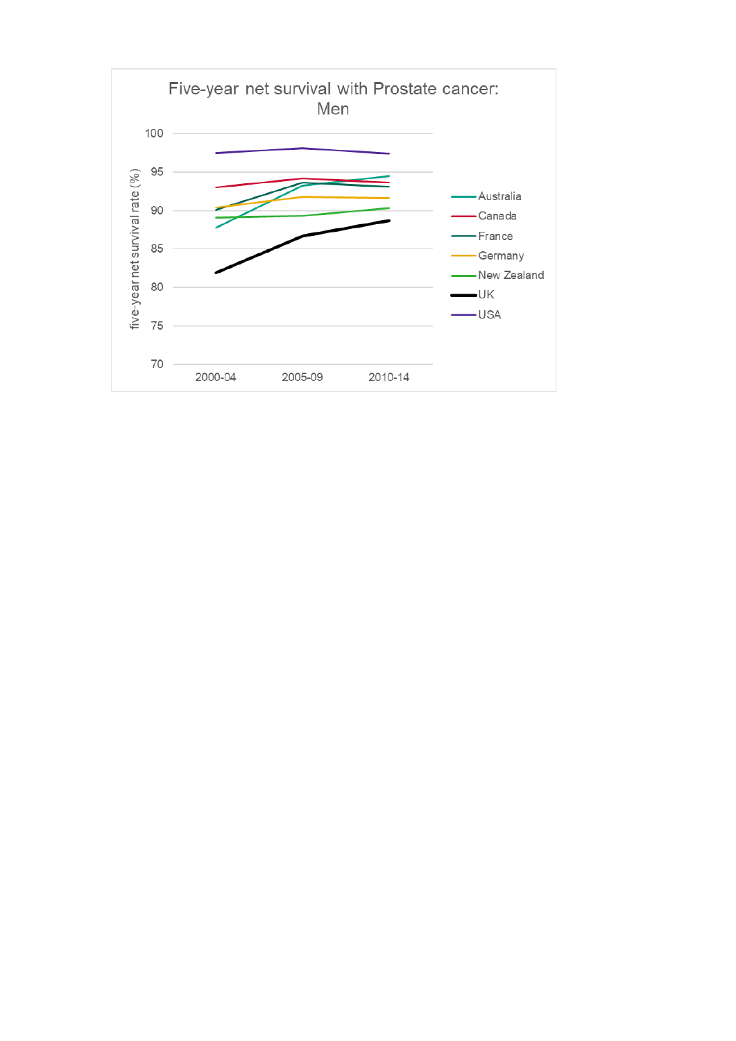Five-year net survival with Prostate cancer: Men

five-year net survival rate (%)

| | 2000-04 | 2005-09 | 2010-14 |
|---|---|---|---|
| Australia | | | |
| Canada | | | |
| France | | | |
| Germany | | | |
| New Zealand | | | |
| UK | | | |
| USA | | | |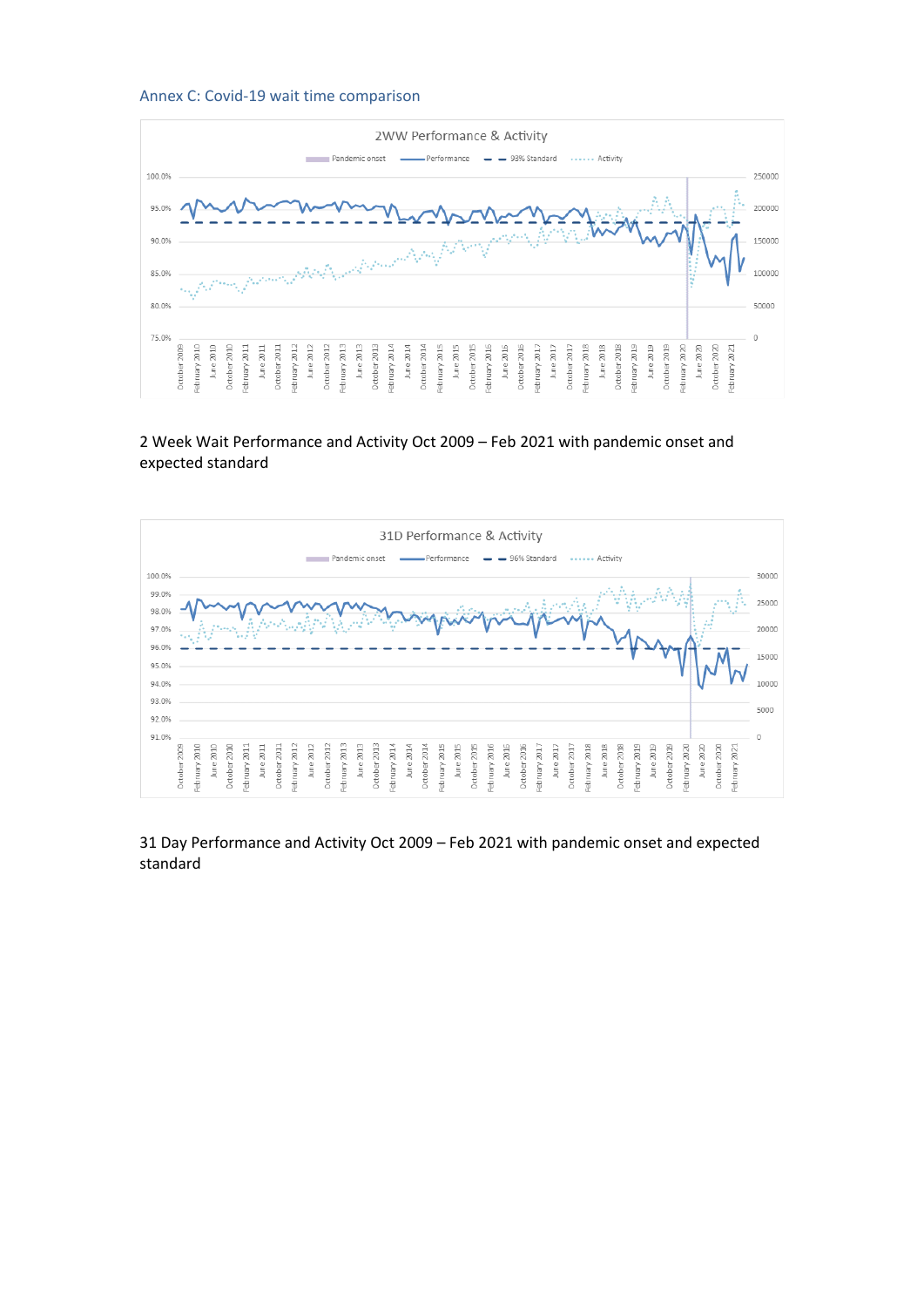## Annex C: Covid-19 wait time comparison

2 Week Wait Performance and Activity Oct 2009 – Feb 2021 with pandemic onset and expected standard

31 Day Performance and Activity Oct 2009 – Feb 2021 with pandemic onset and expected standard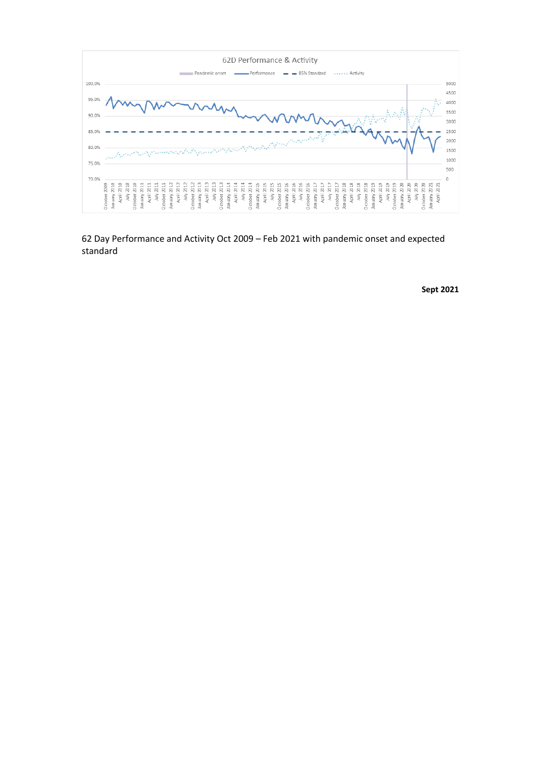62D Performance & Activity

Pandemic onset
Performance
85% Standard
Activity

100.0%
95.0%
90.0%
85.0%
80.0%
75.0%
70.0%

5000
4500
4000
3500
3000
2500
2000
1500
1000
500
0

October 2009
January 2010
April 2010
July 2010
October 2010
January 2011
April 2011
July 2011
October 2011
January 2012
April 2012
July 2012
October 2012
January 2013
April 2013
July 2013
October 2013
January 2014
April 2014
July 2014
October 2014
January 2015
April 2015
July 2015
October 2015
January 2016
April 2016
July 2016
October 2016
January 2017
April 2017
July 2017
October 2017
January 2018
April 2018
July 2018
October 2018
January 2019
April 2019
July 2019
October 2019
January 2020
April 2020
July 2020
October 2020
January 2021
April 2021

62 Day Performance and Activity Oct 2009 – Feb 2021 with pandemic onset and expected standard

**Sept 2021**